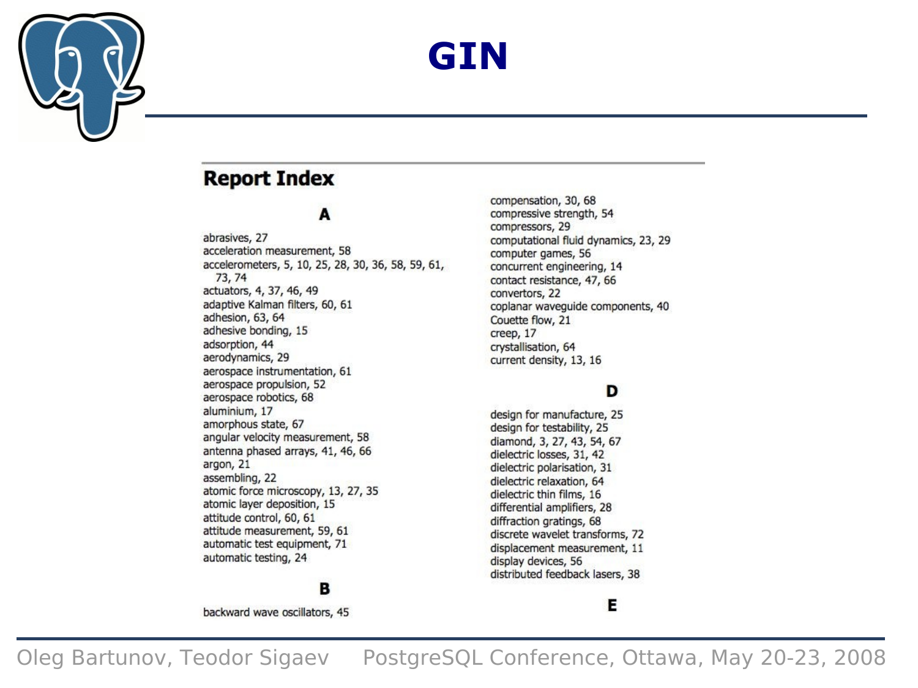# GIN

## Report Index

### A

abrasives, 27
acceleration measurement, 58
accelerometers, 5, 10, 25, 28, 30, 36, 58, 59, 61, 73, 74
actuators, 4, 37, 46, 49
adaptive Kalman filters, 60, 61
adhesion, 63, 64
adhesive bonding, 15
adsorption, 44
aerodynamics, 29
aerospace instrumentation, 61
aerospace propulsion, 52
aerospace robotics, 68
aluminium, 17
amorphous state, 67
angular velocity measurement, 58
antenna phased arrays, 41, 46, 66
argon, 21
assembling, 22
atomic force microscopy, 13, 27, 35
atomic layer deposition, 15
attitude control, 60, 61
attitude measurement, 59, 61
automatic test equipment, 71
automatic testing, 24

### B

backward wave oscillators, 45

compensation, 30, 68
compressive strength, 54
compressors, 29
computational fluid dynamics, 23, 29
computer games, 56
concurrent engineering, 14
contact resistance, 47, 66
convertors, 22
coplanar waveguide components, 40
Couette flow, 21
creep, 17
crystallisation, 64
current density, 13, 16

### D

design for manufacture, 25
design for testability, 25
diamond, 3, 27, 43, 54, 67
dielectric losses, 31, 42
dielectric polarisation, 31
dielectric relaxation, 64
dielectric thin films, 16
differential amplifiers, 28
diffraction gratings, 68
discrete wavelet transforms, 72
displacement measurement, 11
display devices, 56
distributed feedback lasers, 38

### E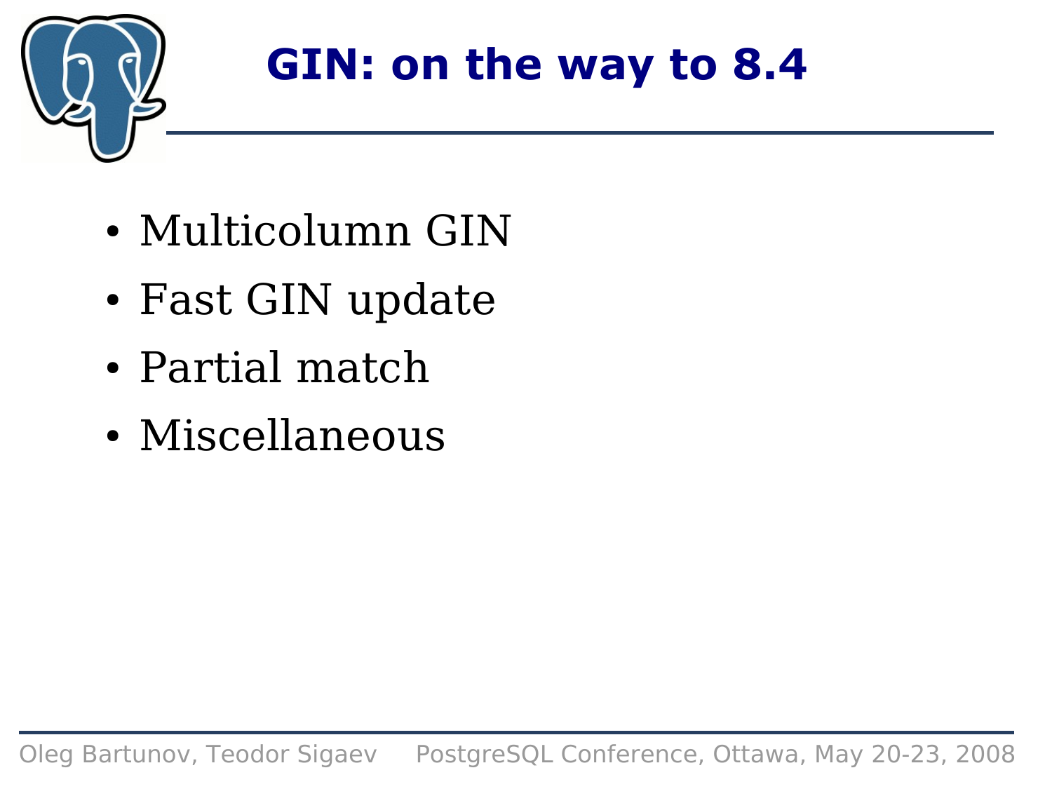# GIN: on the way to 8.4

- Multicolumn GIN
- Fast GIN update
- Partial match
- Miscellaneous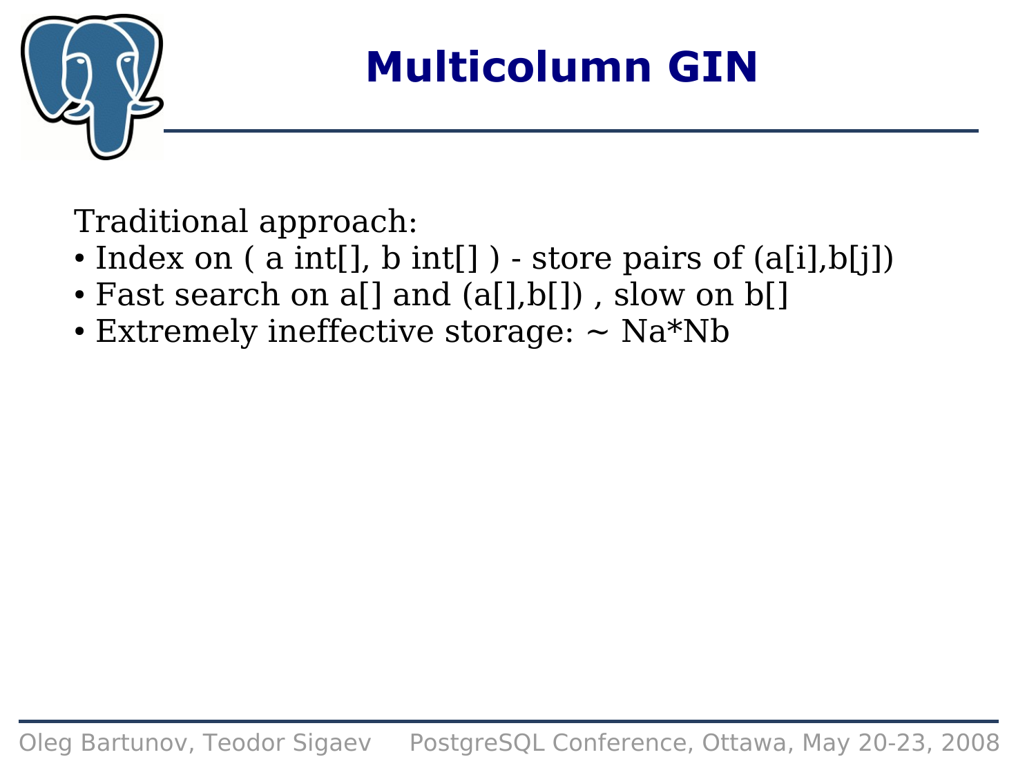# Multicolumn GIN

Traditional approach:

- Index on ( a int[], b int[] ) - store pairs of (a[i],b[j])
- Fast search on a[] and (a[],b[]) , slow on b[]
- Extremely ineffective storage: ~ Na*Nb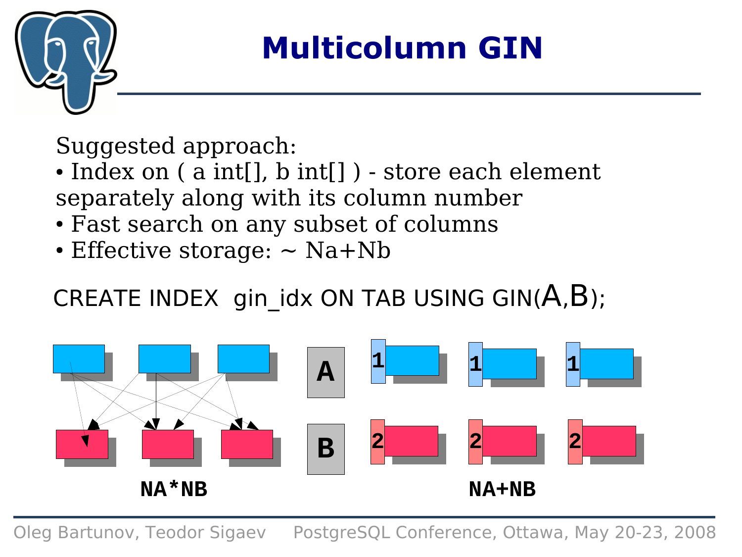# Multicolumn GIN

Suggested approach:

- Index on ( a int[], b int[] ) - store each element separately along with its column number
- Fast search on any subset of columns
- Effective storage: ~ Na+Nb

```
CREATE INDEX gin_idx ON TAB USING GIN(A,B);
```

NA*NB

NA+NB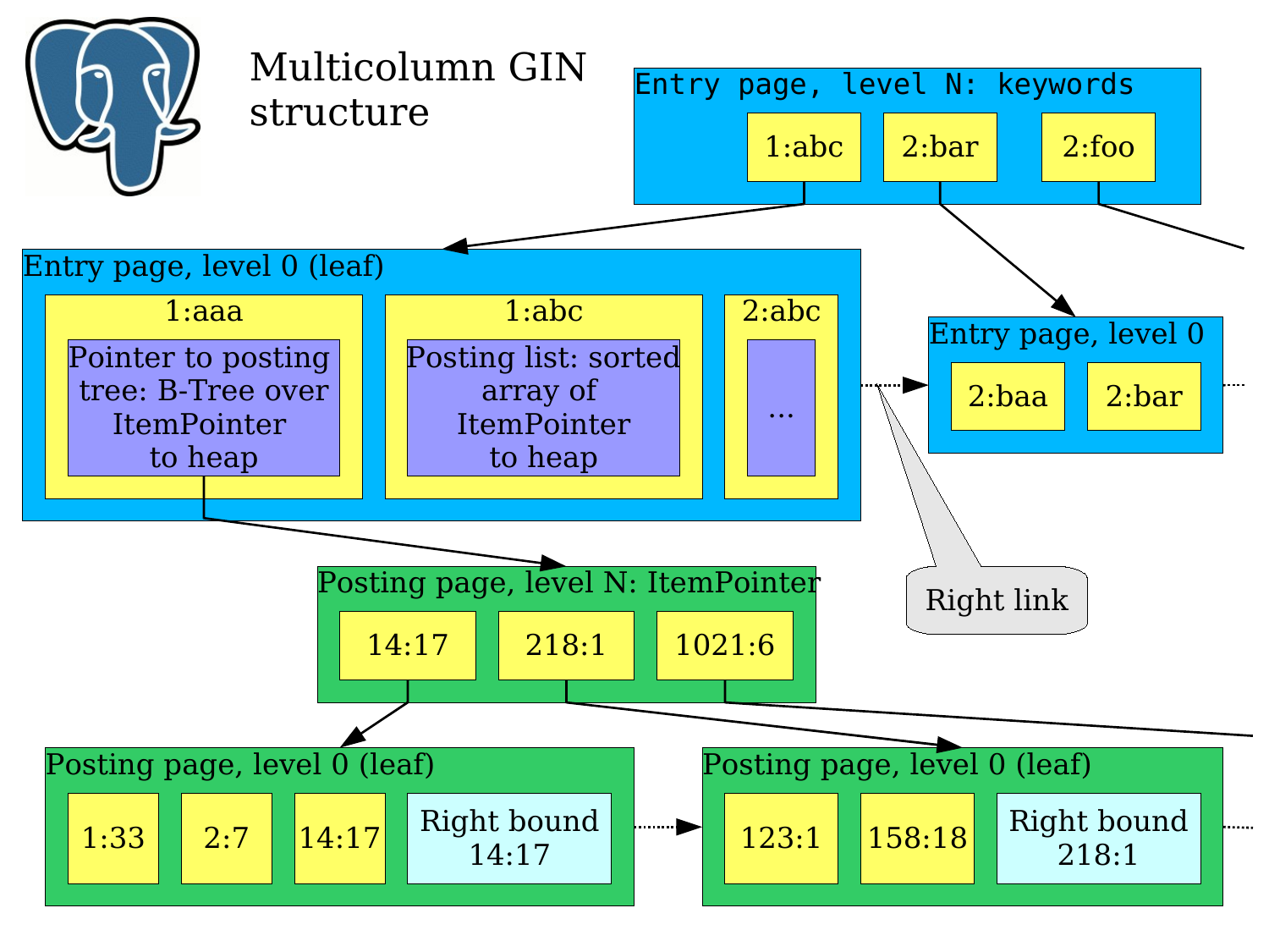# Multicolumn GIN structure

**Entry page, level N: keywords**
- 1:abc
- 2:bar
- 2:foo

**Entry page, level 0 (leaf)**
- 1:aaa — Pointer to posting tree: B-Tree over ItemPointer to heap
- 1:abc — Posting list: sorted array of ItemPointer to heap
- 2:abc — ...

**Entry page, level 0**
- 2:baa
- 2:bar

Right link

**Posting page, level N: ItemPointer**
- 14:17
- 218:1
- 1021:6

**Posting page, level 0 (leaf)**
- 1:33
- 2:7
- 14:17
- Right bound 14:17

**Posting page, level 0 (leaf)**
- 123:1
- 158:18
- Right bound 218:1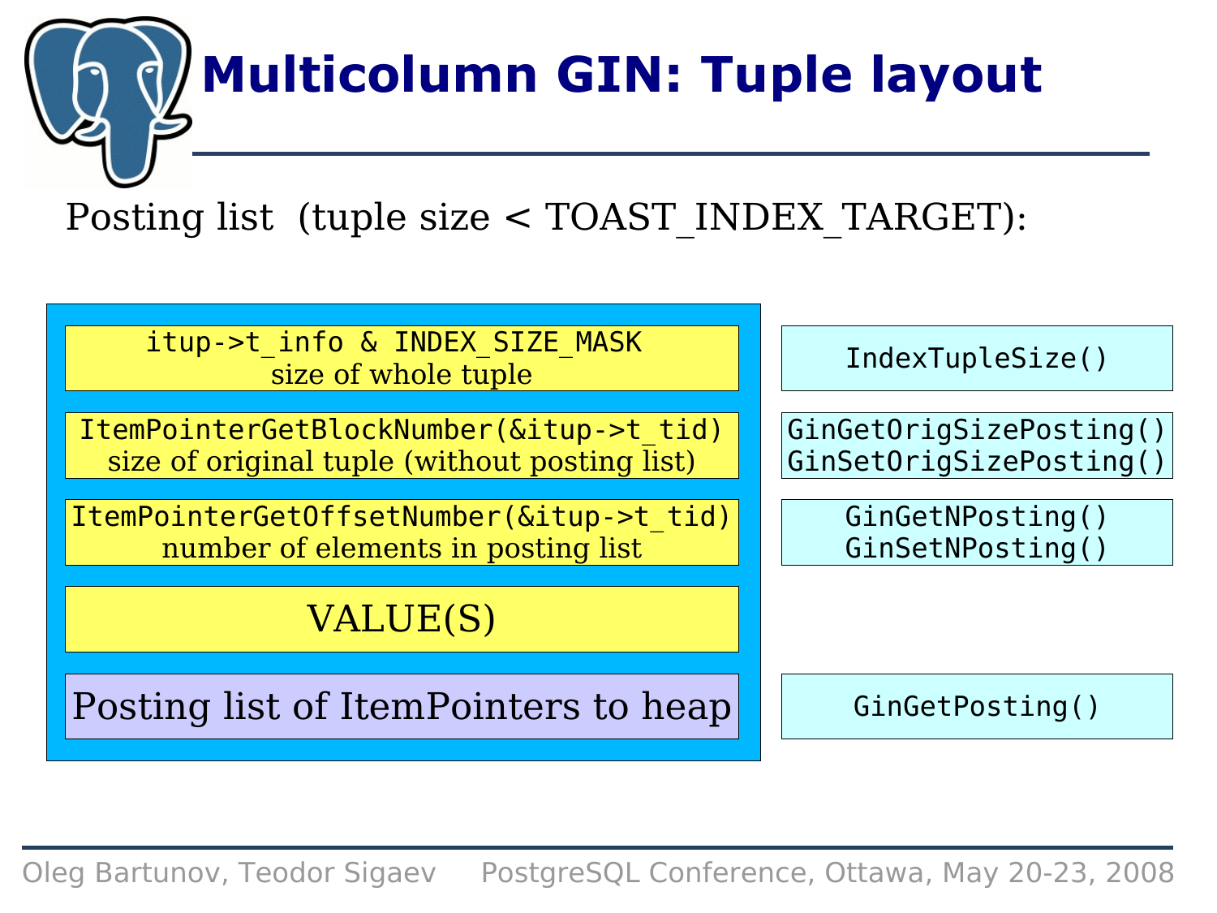# Multicolumn GIN: Tuple layout

Posting list (tuple size < TOAST_INDEX_TARGET):

| Tuple field | Access macros |
| --- | --- |
| `itup->t_info & INDEX_SIZE_MASK`<br>size of whole tuple | `IndexTupleSize()` |
| `ItemPointerGetBlockNumber(&itup->t_tid)`<br>size of original tuple (without posting list) | `GinGetOrigSizePosting()`<br>`GinSetOrigSizePosting()` |
| `ItemPointerGetOffsetNumber(&itup->t_tid)`<br>number of elements in posting list | `GinGetNPosting()`<br>`GinSetNPosting()` |
| VALUE(S) | |
| Posting list of ItemPointers to heap | `GinGetPosting()` |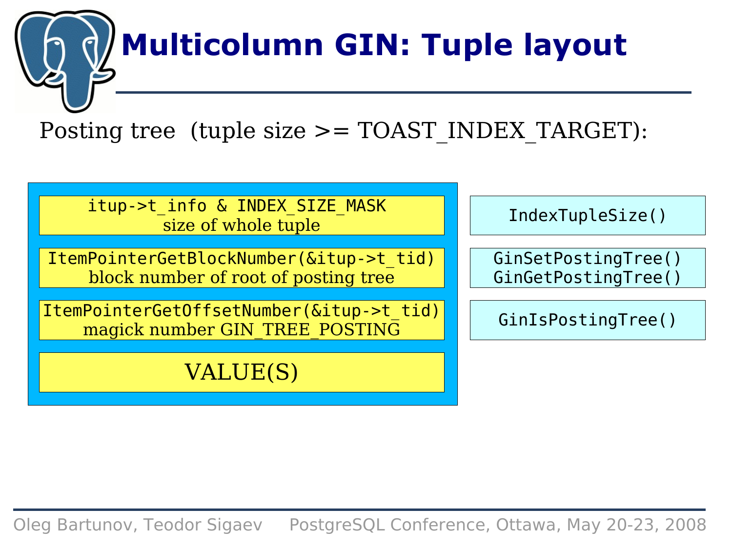# Multicolumn GIN: Tuple layout

Posting tree (tuple size >= TOAST_INDEX_TARGET):

| Tuple field | Accessor |
|---|---|
| `itup->t_info & INDEX_SIZE_MASK` size of whole tuple | `IndexTupleSize()` |
| `ItemPointerGetBlockNumber(&itup->t_tid)` block number of root of posting tree | `GinSetPostingTree()` `GinGetPostingTree()` |
| `ItemPointerGetOffsetNumber(&itup->t_tid)` magick number GIN_TREE_POSTING | `GinIsPostingTree()` |
| VALUE(S) | |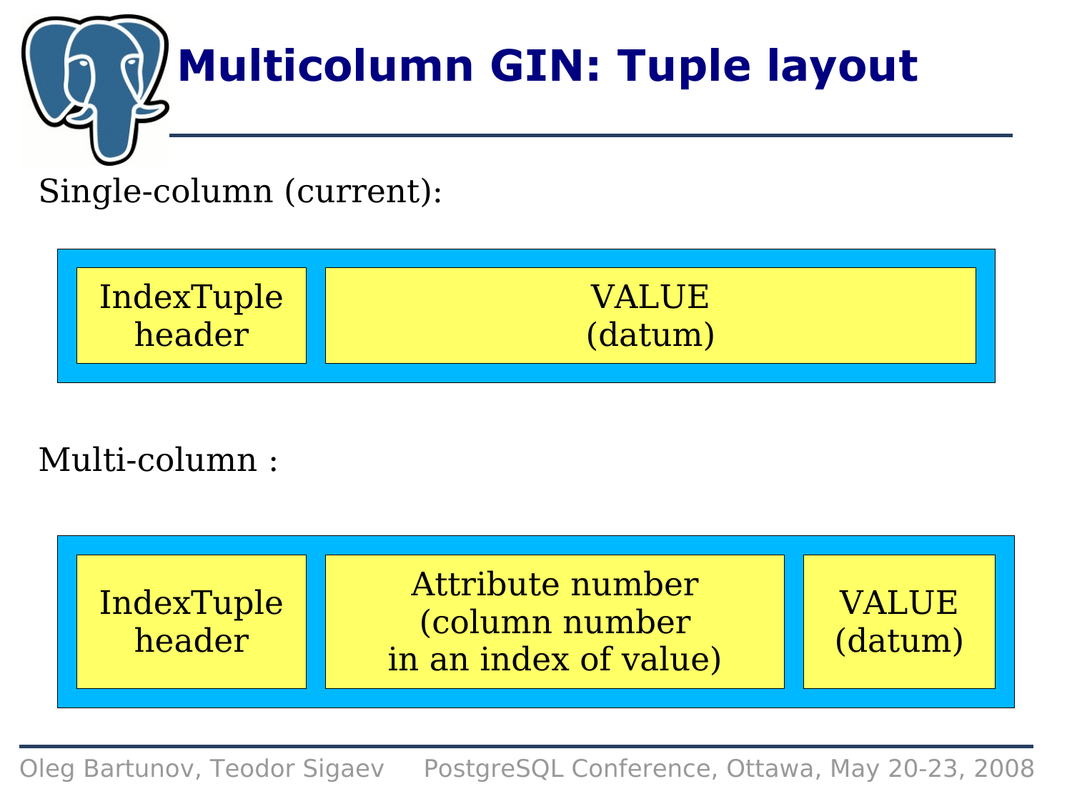# Multicolumn GIN: Tuple layout

Single-column (current):

| IndexTuple header | VALUE (datum) |
|---|---|

Multi-column :

| IndexTuple header | Attribute number (column number in an index of value) | VALUE (datum) |
|---|---|---|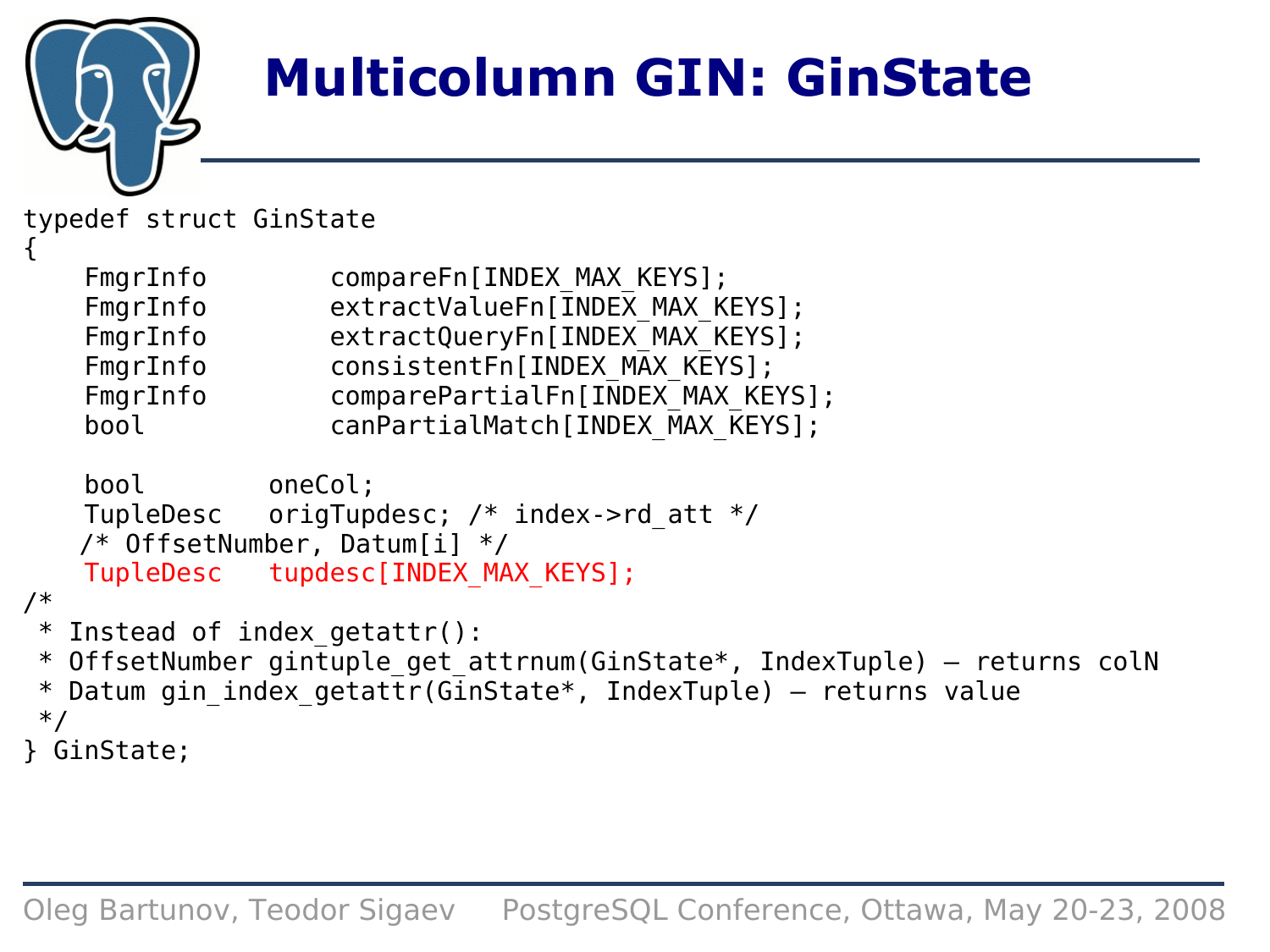# Multicolumn GIN: GinState

```
typedef struct GinState
{
    FmgrInfo        compareFn[INDEX_MAX_KEYS];
    FmgrInfo        extractValueFn[INDEX_MAX_KEYS];
    FmgrInfo        extractQueryFn[INDEX_MAX_KEYS];
    FmgrInfo        consistentFn[INDEX_MAX_KEYS];
    FmgrInfo        comparePartialFn[INDEX_MAX_KEYS];
    bool            canPartialMatch[INDEX_MAX_KEYS];

    bool        oneCol;
    TupleDesc   origTupdesc; /* index->rd_att */
   /* OffsetNumber, Datum[i] */
    TupleDesc   tupdesc[INDEX_MAX_KEYS];
/*
 * Instead of index_getattr():
 * OffsetNumber gintuple_get_attrnum(GinState*, IndexTuple) – returns colN
 * Datum gin_index_getattr(GinState*, IndexTuple) – returns value
 */
} GinState;
```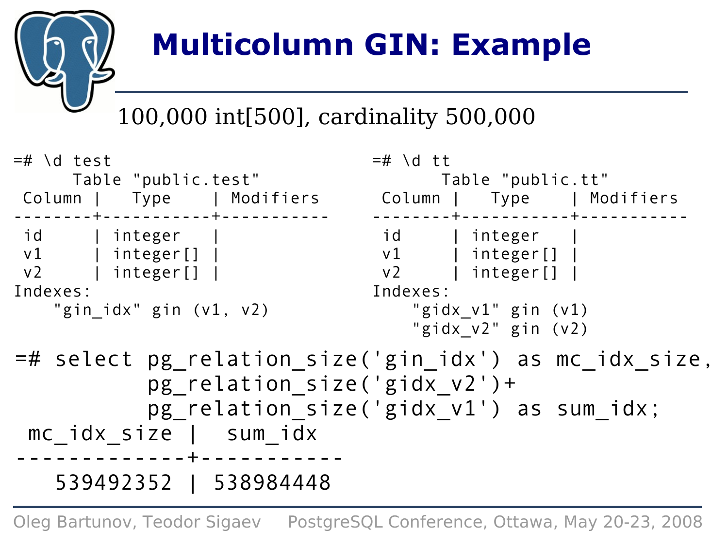# Multicolumn GIN: Example

100,000 int[500], cardinality 500,000

```
=# \d test
      Table "public.test"
 Column |   Type    | Modifiers
--------+-----------+-----------
 id     | integer   |
 v1     | integer[] |
 v2     | integer[] |
Indexes:
    "gin_idx" gin (v1, v2)
```

```
=# \d tt
       Table "public.tt"
 Column |   Type    | Modifiers
--------+-----------+-----------
 id     | integer   |
 v1     | integer[] |
 v2     | integer[] |
Indexes:
    "gidx_v1" gin (v1)
    "gidx_v2" gin (v2)
```

```
=# select pg_relation_size('gin_idx') as mc_idx_size,
          pg_relation_size('gidx_v2')+
          pg_relation_size('gidx_v1') as sum_idx;
 mc_idx_size |  sum_idx
-------------+-----------
   539492352 | 538984448
```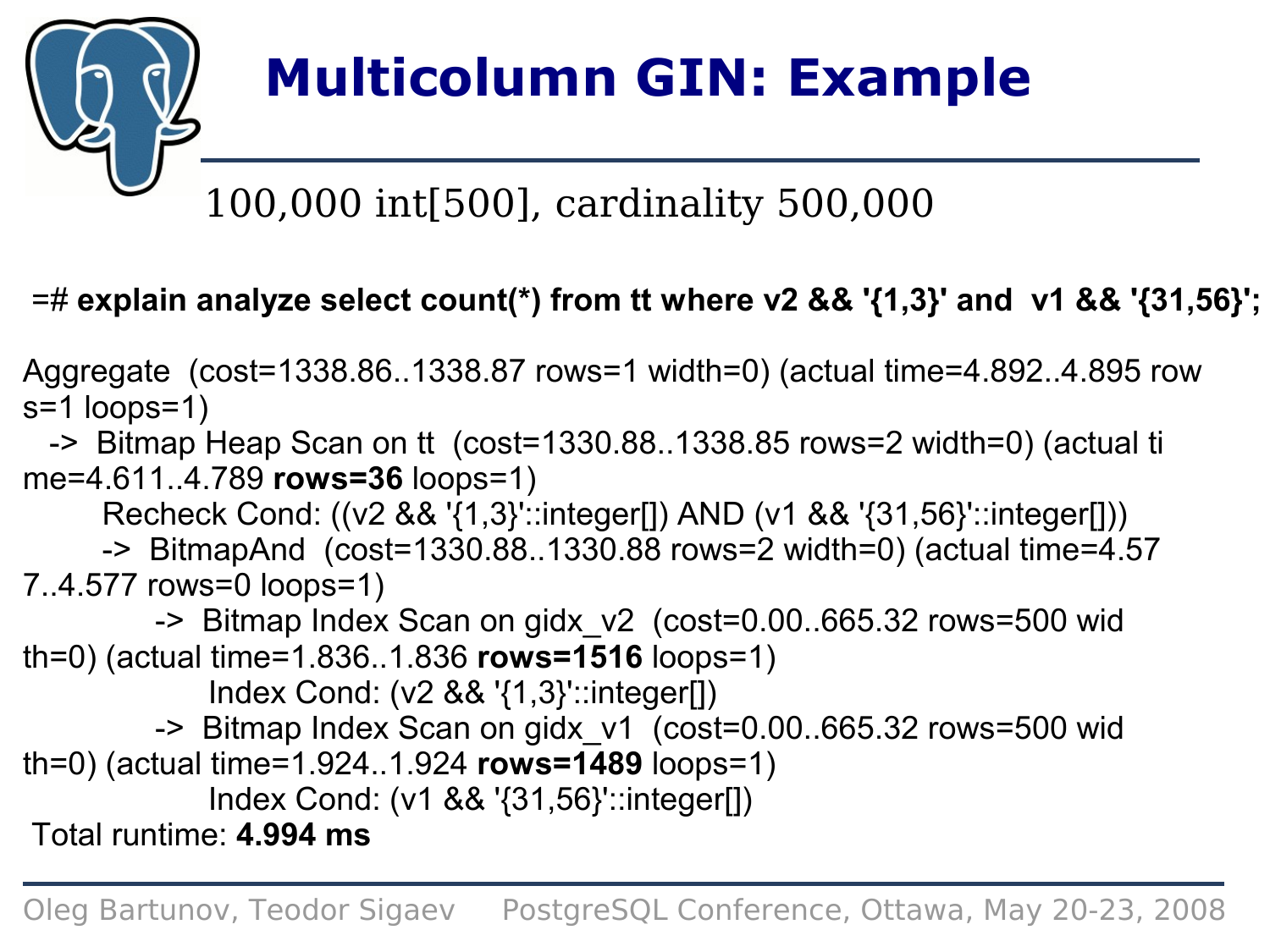# Multicolumn GIN: Example

100,000 int[500], cardinality 500,000

```
=# explain analyze select count(*) from tt where v2 && '{1,3}' and  v1 && '{31,56}';

Aggregate  (cost=1338.86..1338.87 rows=1 width=0) (actual time=4.892..4.895 rows=1 loops=1)
   ->  Bitmap Heap Scan on tt  (cost=1330.88..1338.85 rows=2 width=0) (actual time=4.611..4.789 rows=36 loops=1)
         Recheck Cond: ((v2 && '{1,3}'::integer[]) AND (v1 && '{31,56}'::integer[]))
         ->  BitmapAnd  (cost=1330.88..1330.88 rows=2 width=0) (actual time=4.577..4.577 rows=0 loops=1)
               ->  Bitmap Index Scan on gidx_v2  (cost=0.00..665.32 rows=500 width=0) (actual time=1.836..1.836 rows=1516 loops=1)
                     Index Cond: (v2 && '{1,3}'::integer[])
               ->  Bitmap Index Scan on gidx_v1  (cost=0.00..665.32 rows=500 width=0) (actual time=1.924..1.924 rows=1489 loops=1)
                     Index Cond: (v1 && '{31,56}'::integer[])
 Total runtime: 4.994 ms
```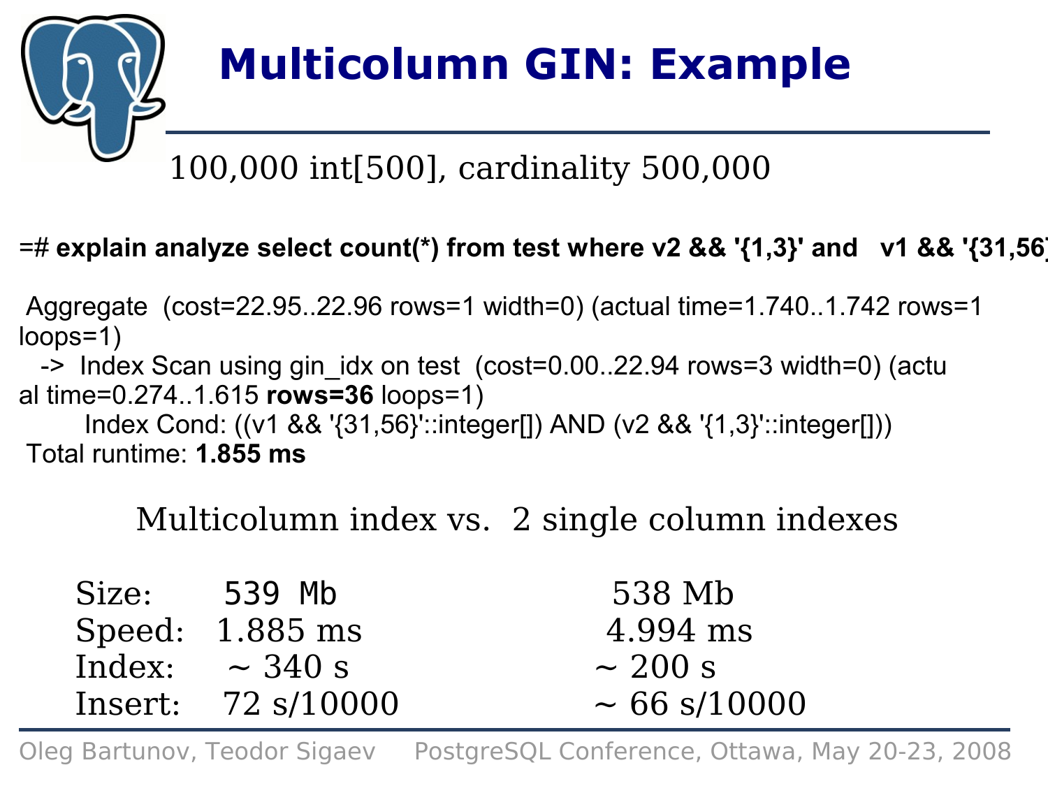# Multicolumn GIN: Example

100,000 int[500], cardinality 500,000

```
=# explain analyze select count(*) from test where v2 && '{1,3}' and   v1 && '{31,56}

 Aggregate  (cost=22.95..22.96 rows=1 width=0) (actual time=1.740..1.742 rows=1
loops=1)
   ->  Index Scan using gin_idx on test  (cost=0.00..22.94 rows=3 width=0) (actu
al time=0.274..1.615 rows=36 loops=1)
         Index Cond: ((v1 && '{31,56}'::integer[]) AND (v2 && '{1,3}'::integer[]))
 Total runtime: 1.855 ms
```

Multicolumn index vs. 2 single column indexes

| | Multicolumn index | 2 single column indexes |
|---|---|---|
| Size: | 539 Mb | 538 Mb |
| Speed: | 1.885 ms | 4.994 ms |
| Index: | ~ 340 s | ~ 200 s |
| Insert: | 72 s/10000 | ~ 66 s/10000 |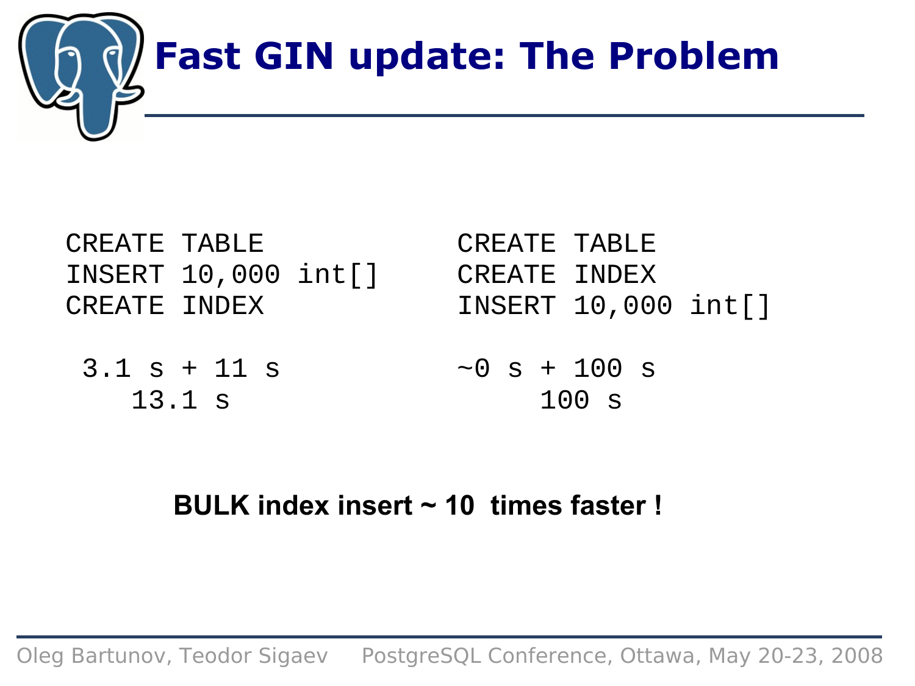# Fast GIN update: The Problem

```
CREATE TABLE
INSERT 10,000 int[]
CREATE INDEX

 3.1 s + 11 s
    13.1 s
```

```
CREATE TABLE
CREATE INDEX
INSERT 10,000 int[]

~0 s + 100 s
     100 s
```

**BULK index insert ~ 10 times faster !**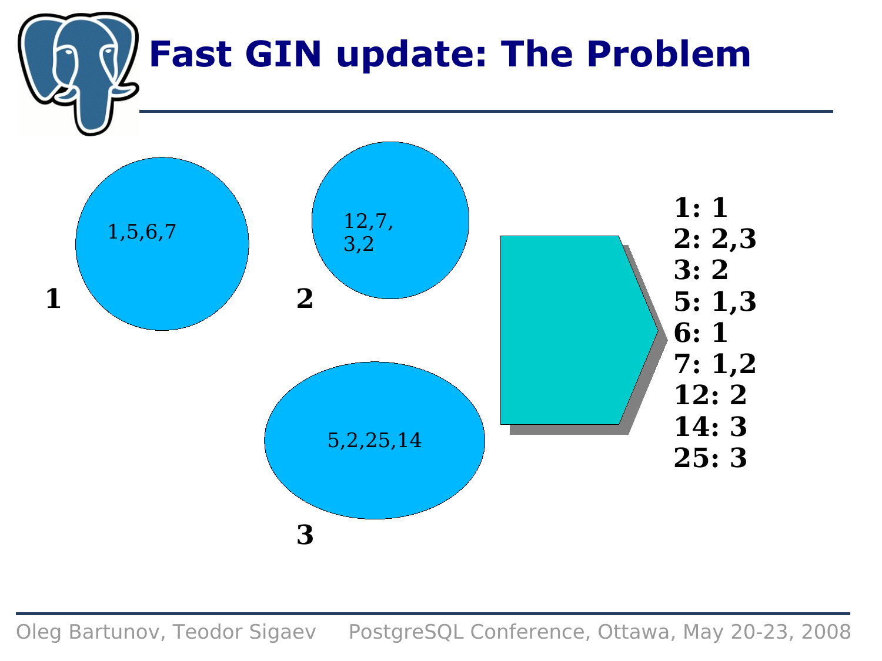# Fast GIN update: The Problem

1: 1,5,6,7

2: 12,7, 3,2

3: 5,2,25,14

**1: 1**
**2: 2,3**
**3: 2**
**5: 1,3**
**6: 1**
**7: 1,2**
**12: 2**
**14: 3**
**25: 3**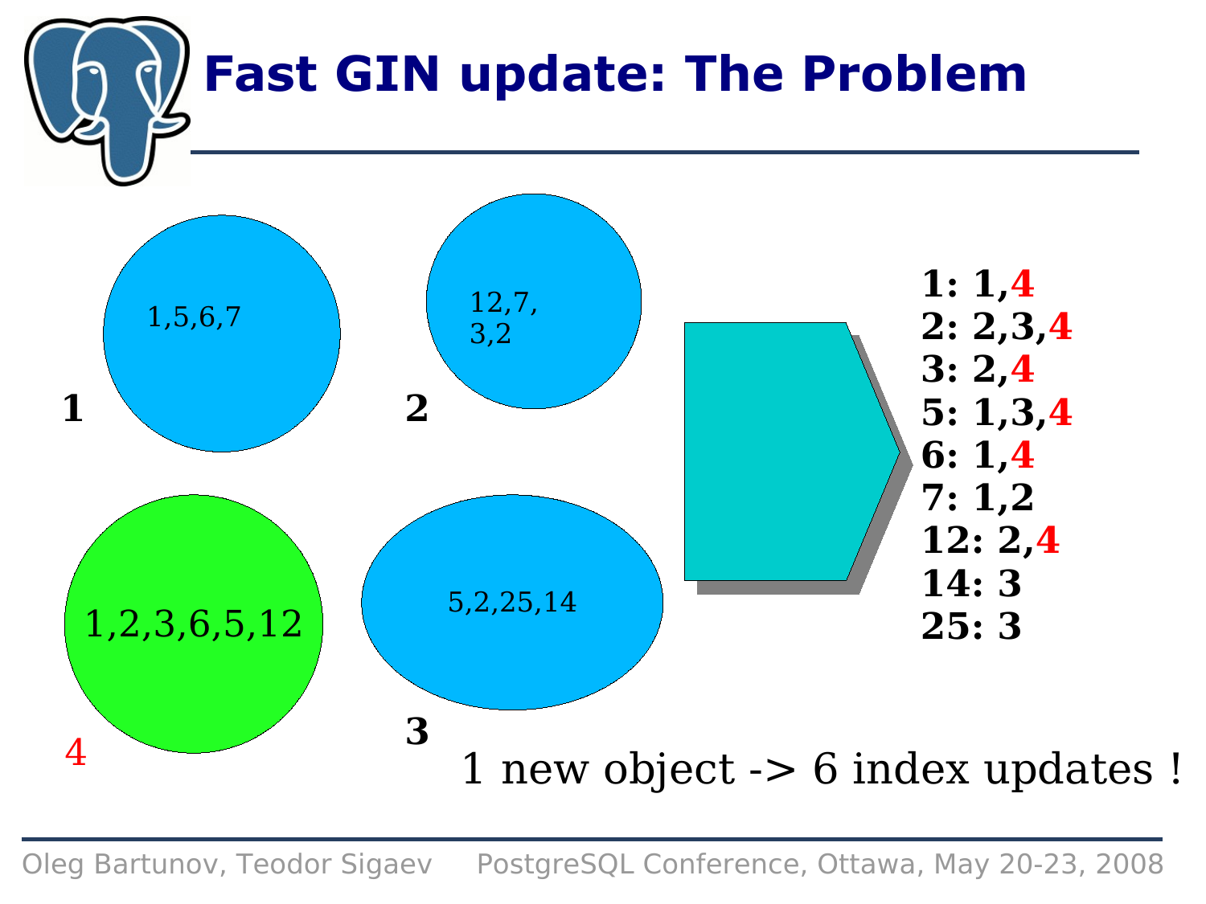# Fast GIN update: The Problem

1,5,6,7

**1**

12,7,
3,2

**2**

1,2,3,6,5,12

4

5,2,25,14

**3**

**1: 1,4**
**2: 2,3,4**
**3: 2,4**
**5: 1,3,4**
**6: 1,4**
**7: 1,2**
**12: 2,4**
**14: 3**
**25: 3**

1 new object -> 6 index updates !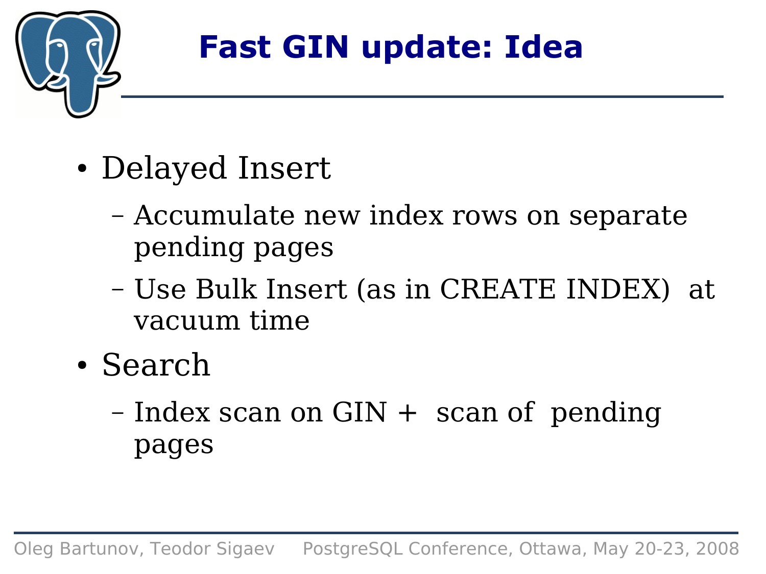# Fast GIN update: Idea

- Delayed Insert
  - Accumulate new index rows on separate pending pages
  - Use Bulk Insert (as in CREATE INDEX) at vacuum time
- Search
  - Index scan on GIN + scan of pending pages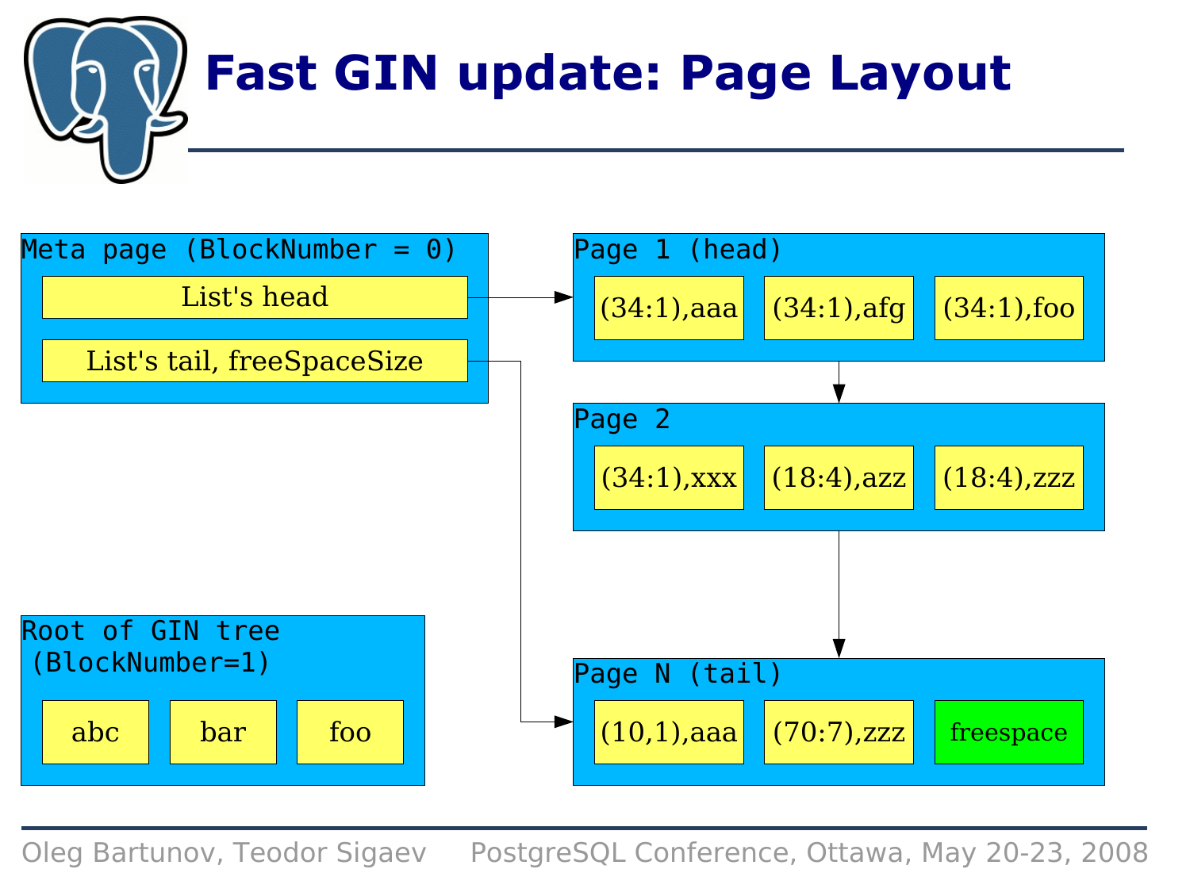# Fast GIN update: Page Layout

Meta page (BlockNumber = 0)

- List's head
- List's tail, freeSpaceSize

Page 1 (head)

- (34:1),aaa
- (34:1),afg
- (34:1),foo

Page 2

- (34:1),xxx
- (18:4),azz
- (18:4),zzz

Page N (tail)

- (10,1),aaa
- (70:7),zzz
- freespace

Root of GIN tree (BlockNumber=1)

- abc
- bar
- foo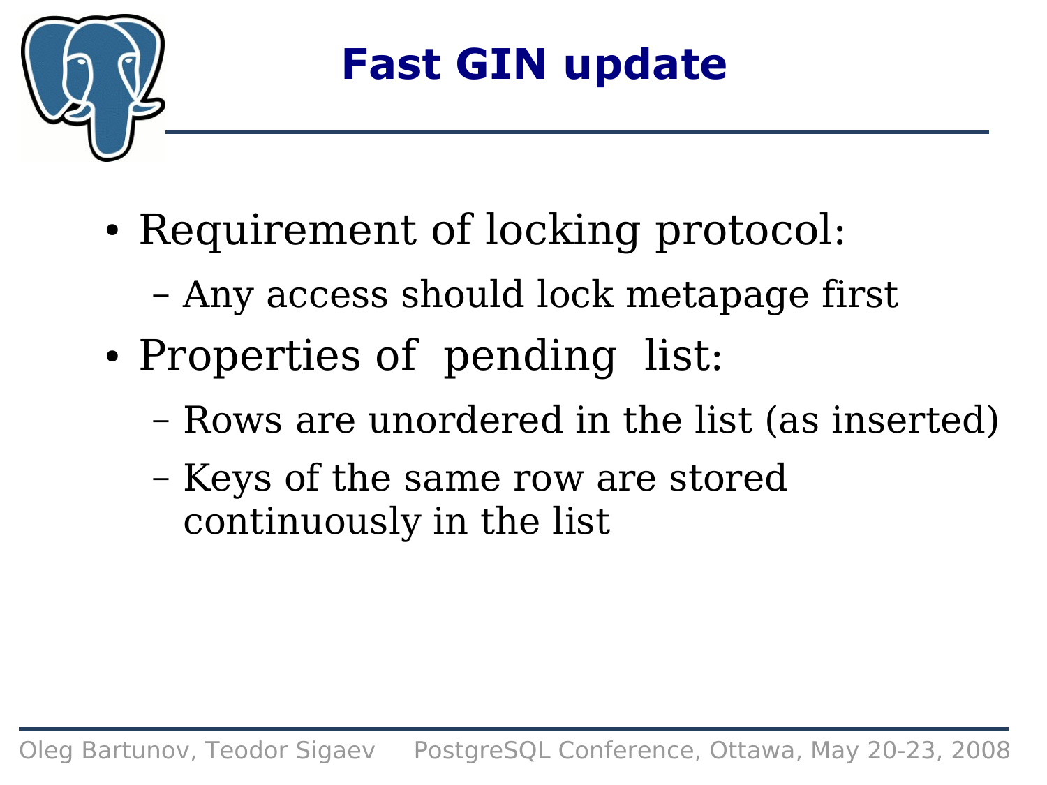# Fast GIN update

- Requirement of locking protocol:
  - Any access should lock metapage first
- Properties of pending list:
  - Rows are unordered in the list (as inserted)
  - Keys of the same row are stored continuously in the list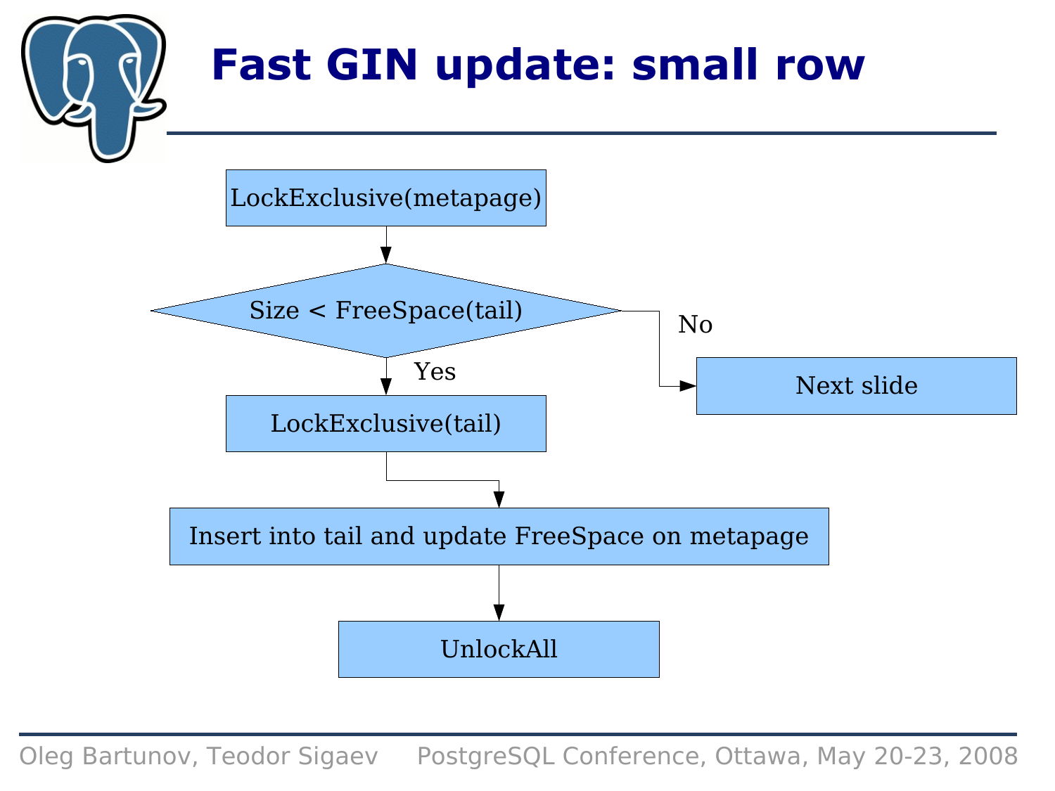# Fast GIN update: small row

LockExclusive(metapage)

Size < FreeSpace(tail)

Yes → LockExclusive(tail)

No → Next slide

Insert into tail and update FreeSpace on metapage

UnlockAll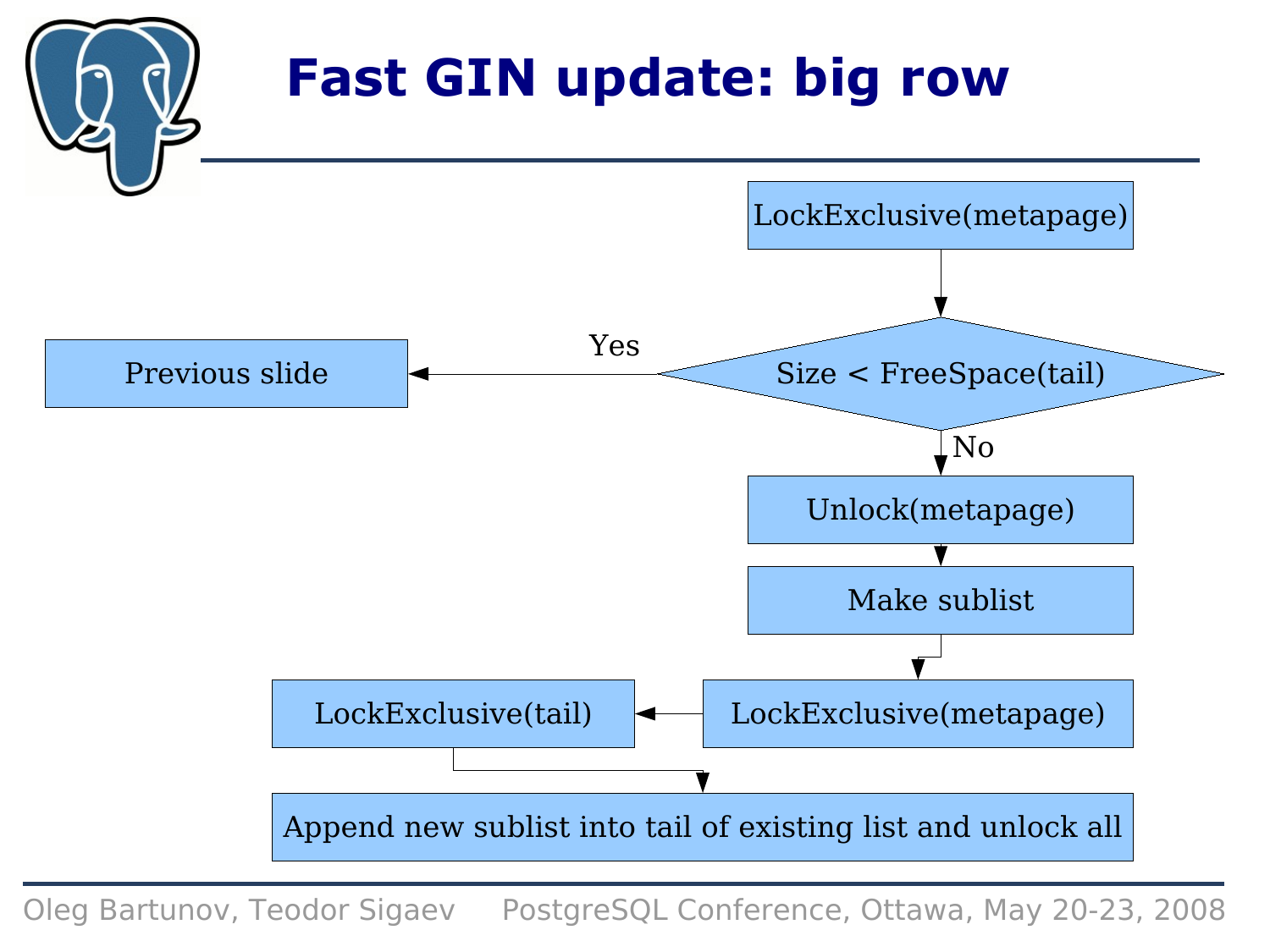# Fast GIN update: big row

- LockExclusive(metapage)
- Size < FreeSpace(tail)
  - Yes → Previous slide
  - No → Unlock(metapage)
- Make sublist
- LockExclusive(metapage)
- LockExclusive(tail)
- Append new sublist into tail of existing list and unlock all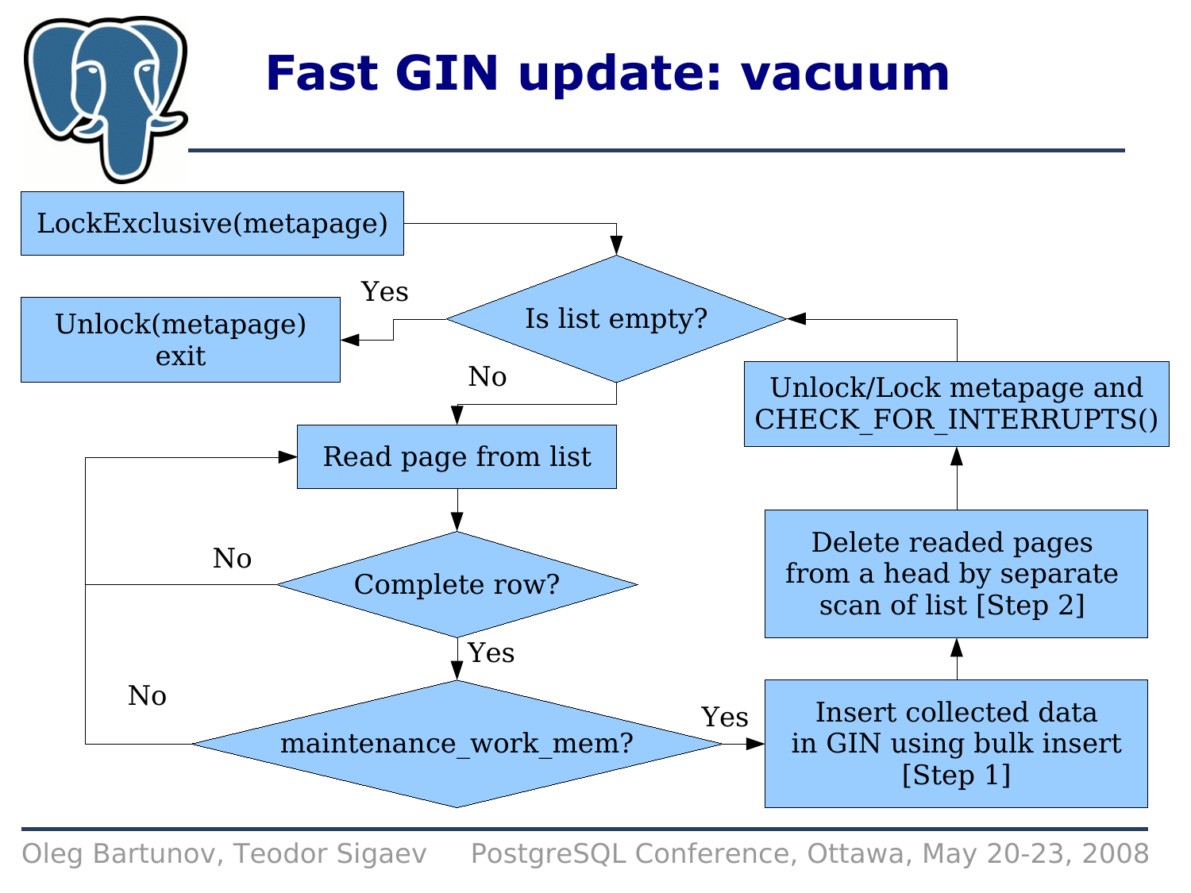# Fast GIN update: vacuum

- LockExclusive(metapage)
- Is list empty?
  - Yes → Unlock(metapage) exit
  - No → Read page from list
- Read page from list
- Complete row?
  - No → Read page from list
  - Yes → maintenance_work_mem?
- maintenance_work_mem?
  - No → Read page from list
  - Yes → Insert collected data in GIN using bulk insert [Step 1]
- Insert collected data in GIN using bulk insert [Step 1]
- Delete readed pages from a head by separate scan of list [Step 2]
- Unlock/Lock metapage and CHECK_FOR_INTERRUPTS() → Is list empty?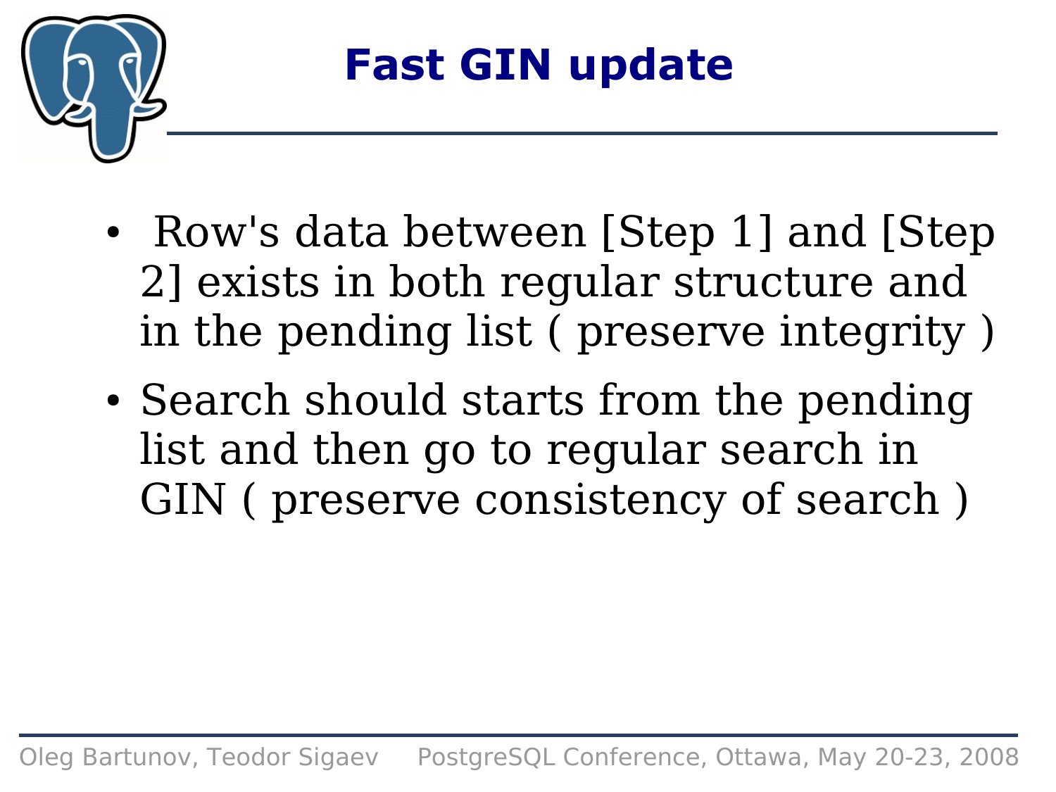# Fast GIN update

- Row's data between [Step 1] and [Step 2] exists in both regular structure and in the pending list ( preserve integrity )
- Search should starts from the pending list and then go to regular search in GIN ( preserve consistency of search )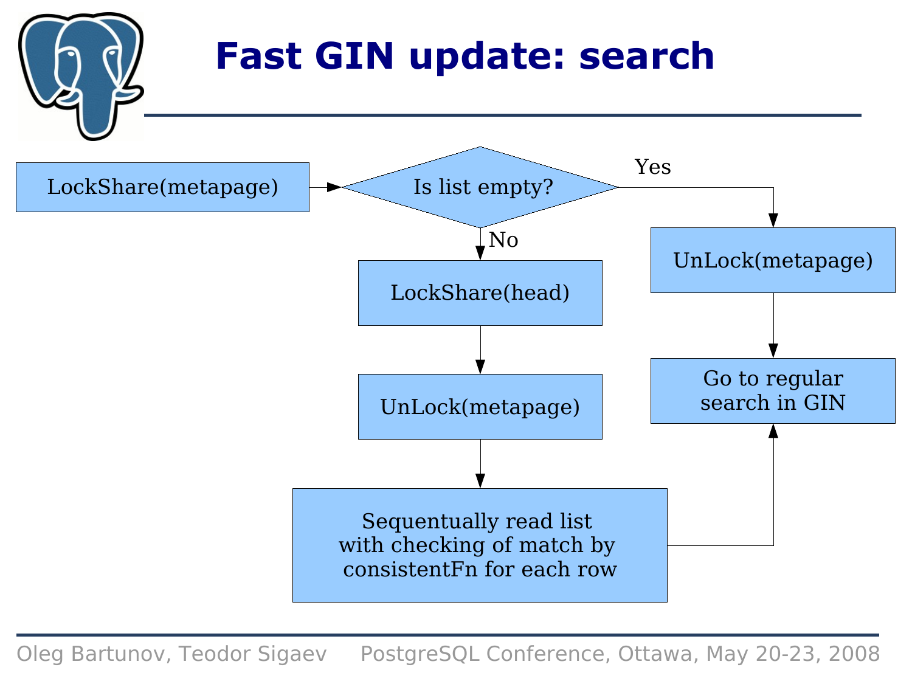# Fast GIN update: search

LockShare(metapage)

Is list empty?

Yes

UnLock(metapage)

Go to regular search in GIN

No

LockShare(head)

UnLock(metapage)

Sequentually read list with checking of match by consistentFn for each row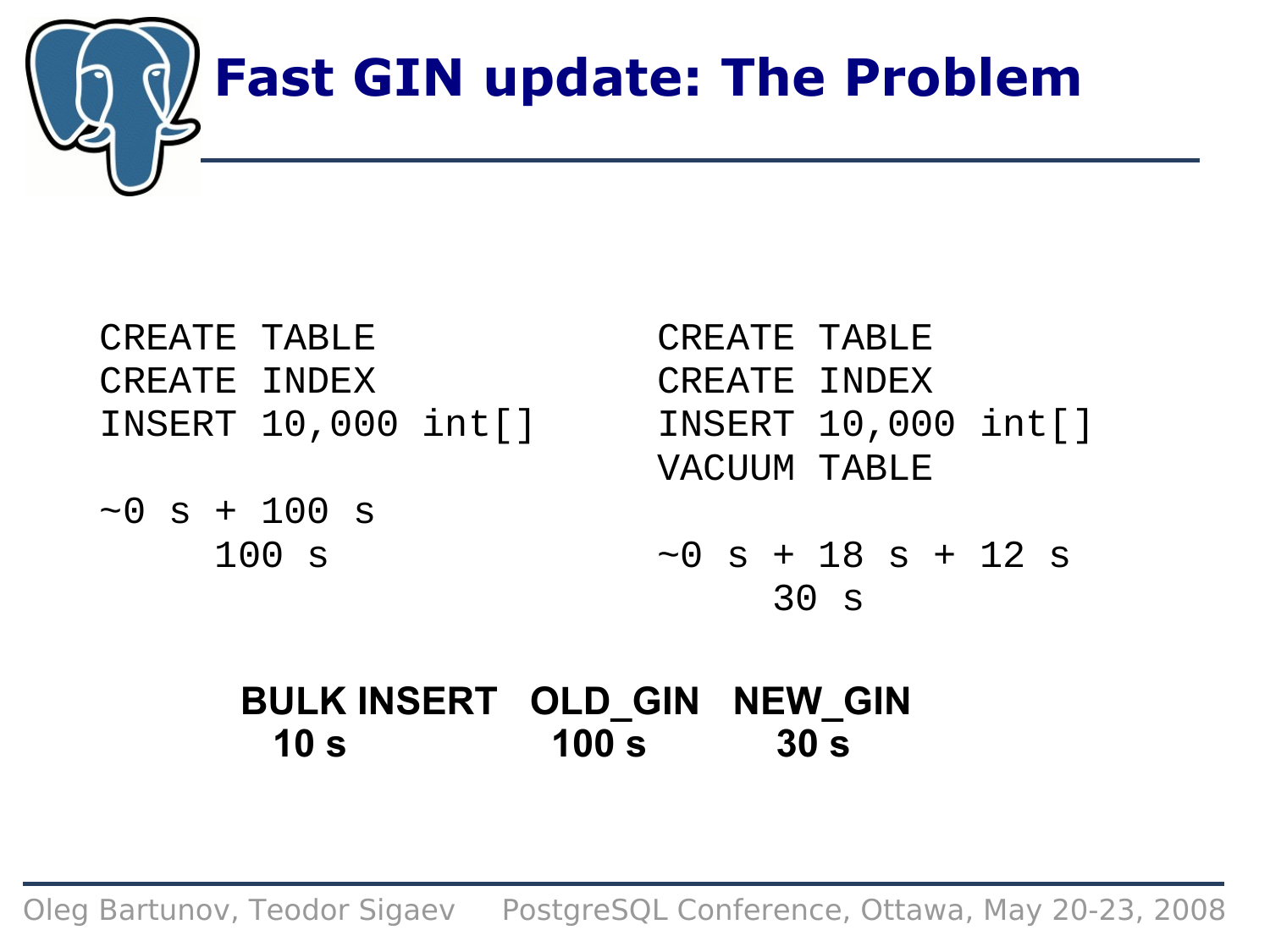# Fast GIN update: The Problem

```
CREATE TABLE
CREATE INDEX
INSERT 10,000 int[]

~0 s + 100 s
     100 s
```

```
CREATE TABLE
CREATE INDEX
INSERT 10,000 int[]
VACUUM TABLE

~0 s + 18 s + 12 s
     30 s
```

| BULK INSERT | OLD_GIN | NEW_GIN |
|---|---|---|
| **10 s** | **100 s** | **30 s** |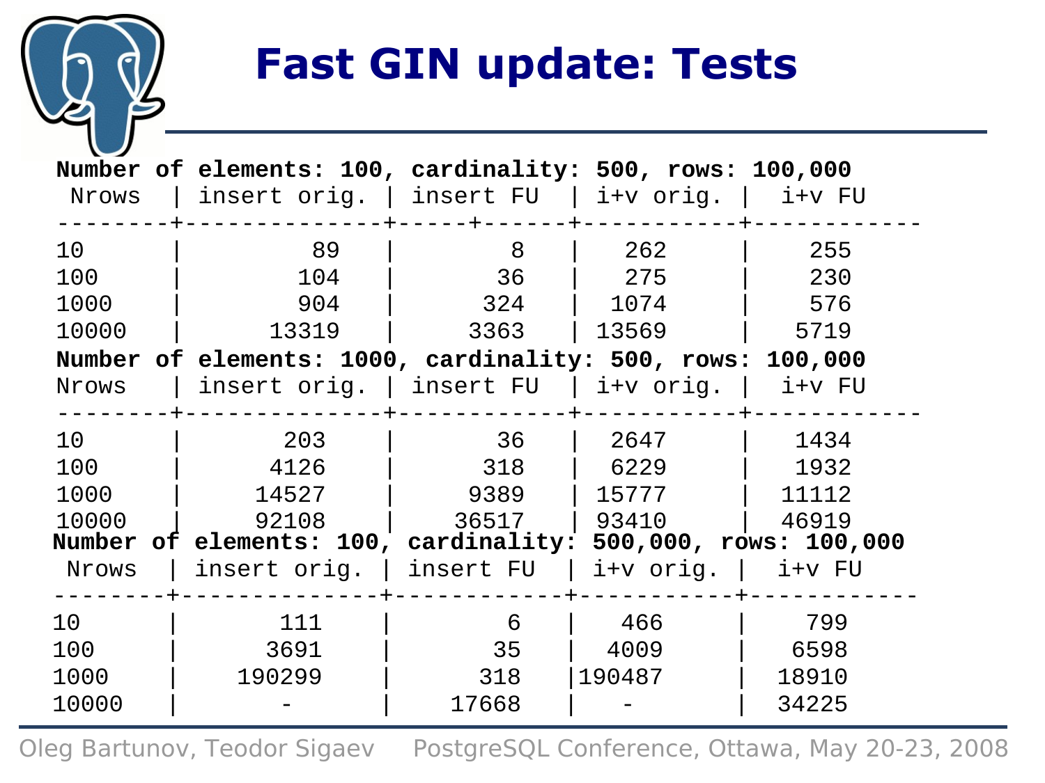# Fast GIN update: Tests

**Number of elements: 100, cardinality: 500, rows: 100,000**

| Nrows | insert orig. | insert FU | i+v orig. | i+v FU |
|---|---|---|---|---|
| 10 | 89 | 8 | 262 | 255 |
| 100 | 104 | 36 | 275 | 230 |
| 1000 | 904 | 324 | 1074 | 576 |
| 10000 | 13319 | 3363 | 13569 | 5719 |

**Number of elements: 1000, cardinality: 500, rows: 100,000**

| Nrows | insert orig. | insert FU | i+v orig. | i+v FU |
|---|---|---|---|---|
| 10 | 203 | 36 | 2647 | 1434 |
| 100 | 4126 | 318 | 6229 | 1932 |
| 1000 | 14527 | 9389 | 15777 | 11112 |
| 10000 | 92108 | 36517 | 93410 | 46919 |

**Number of elements: 100, cardinality: 500,000, rows: 100,000**

| Nrows | insert orig. | insert FU | i+v orig. | i+v FU |
|---|---|---|---|---|
| 10 | 111 | 6 | 466 | 799 |
| 100 | 3691 | 35 | 4009 | 6598 |
| 1000 | 190299 | 318 | 190487 | 18910 |
| 10000 | - | 17668 | - | 34225 |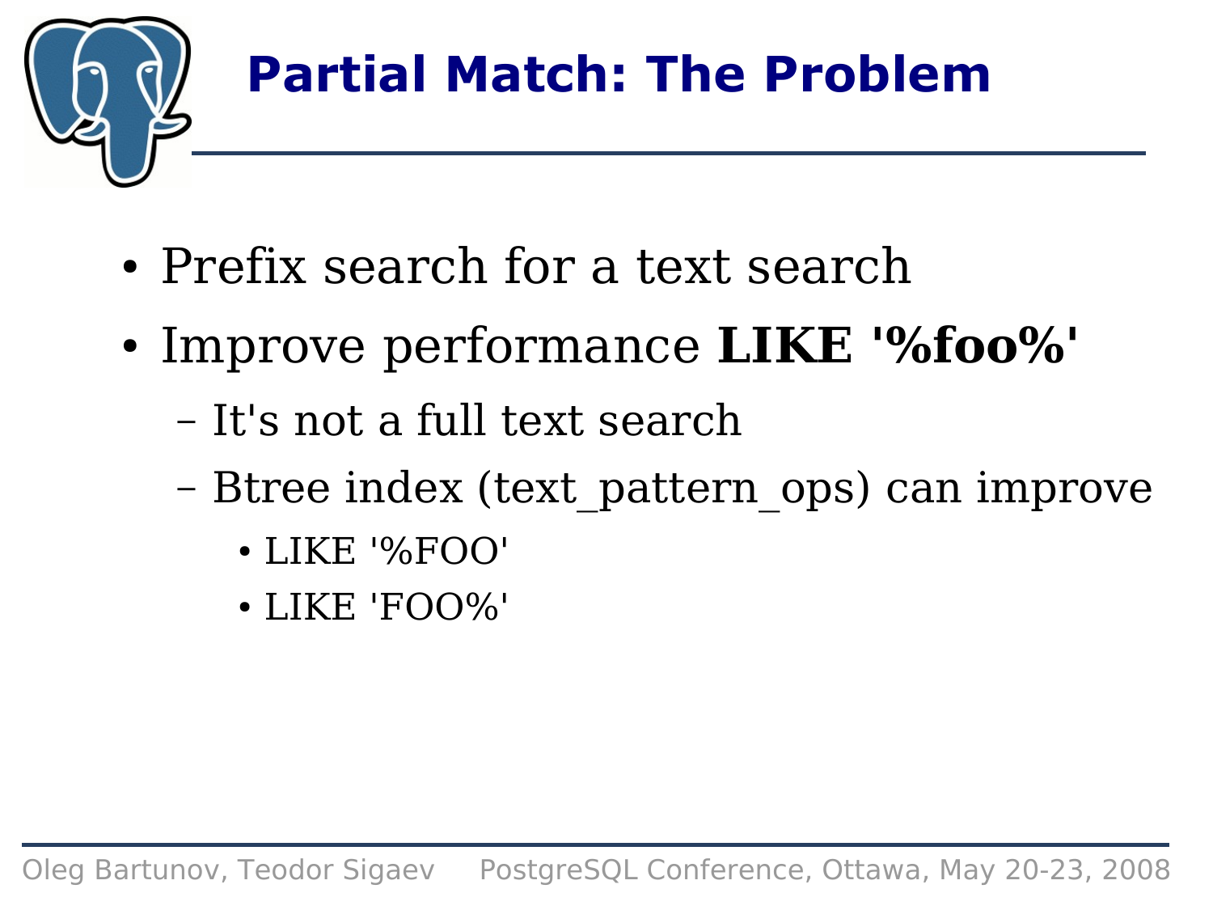# Partial Match: The Problem

- Prefix search for a text search
- Improve performance **LIKE '%foo%'**
  - It's not a full text search
  - Btree index (text_pattern_ops) can improve
    - LIKE '%FOO'
    - LIKE 'FOO%'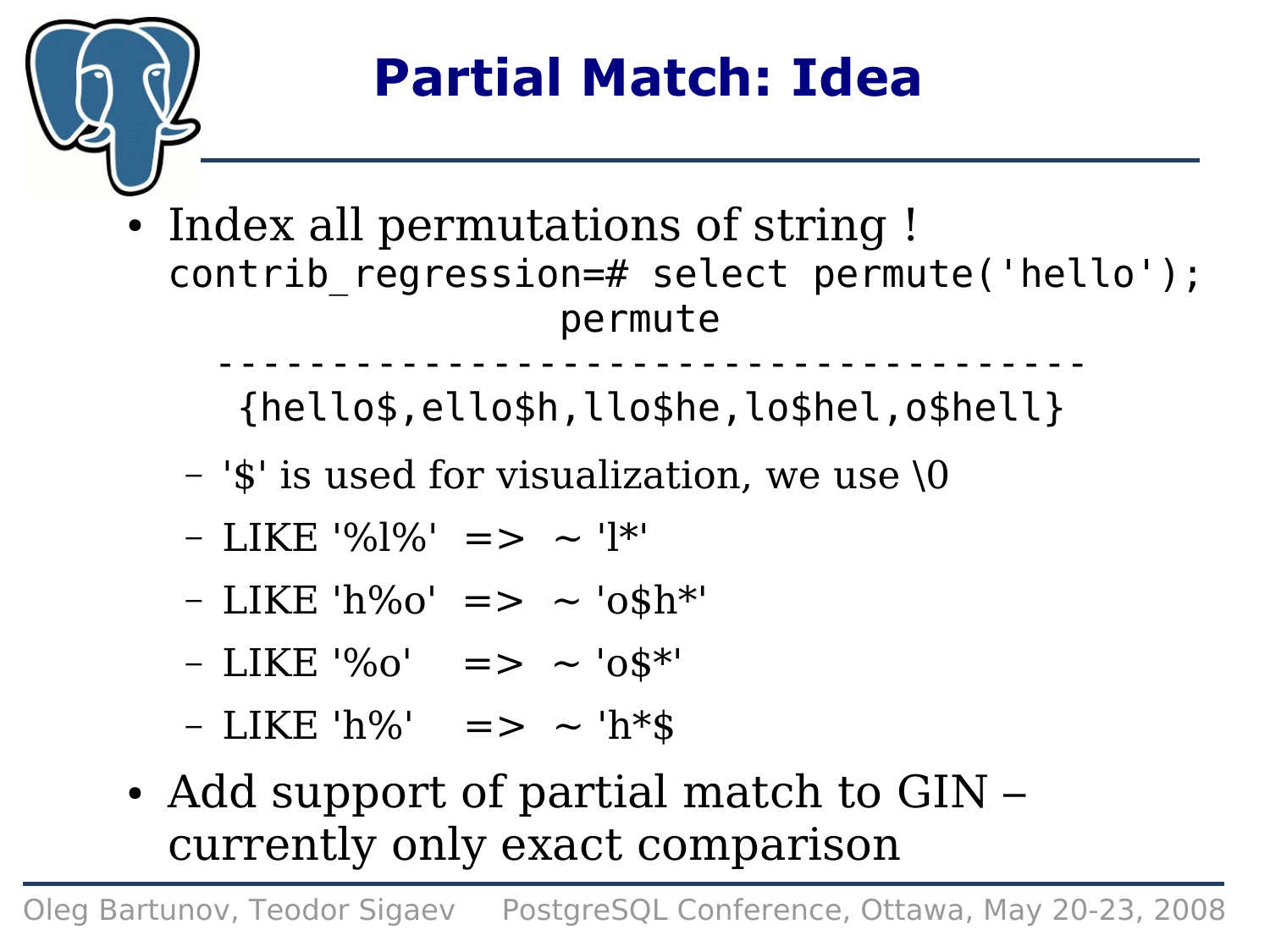# Partial Match: Idea

- Index all permutations of string !

```
contrib_regression=# select permute('hello');
                    permute
    ------------------------------------------
     {hello$,ello$h,llo$he,lo$hel,o$hell}
```

  - '$' is used for visualization, we use \0
  - LIKE '%l%'  =>  ~ 'l*'
  - LIKE 'h%o'  =>  ~ 'o$h*'
  - LIKE '%o'   =>  ~ 'o$*'
  - LIKE 'h%'   =>  ~ 'h*$
- Add support of partial match to GIN – currently only exact comparison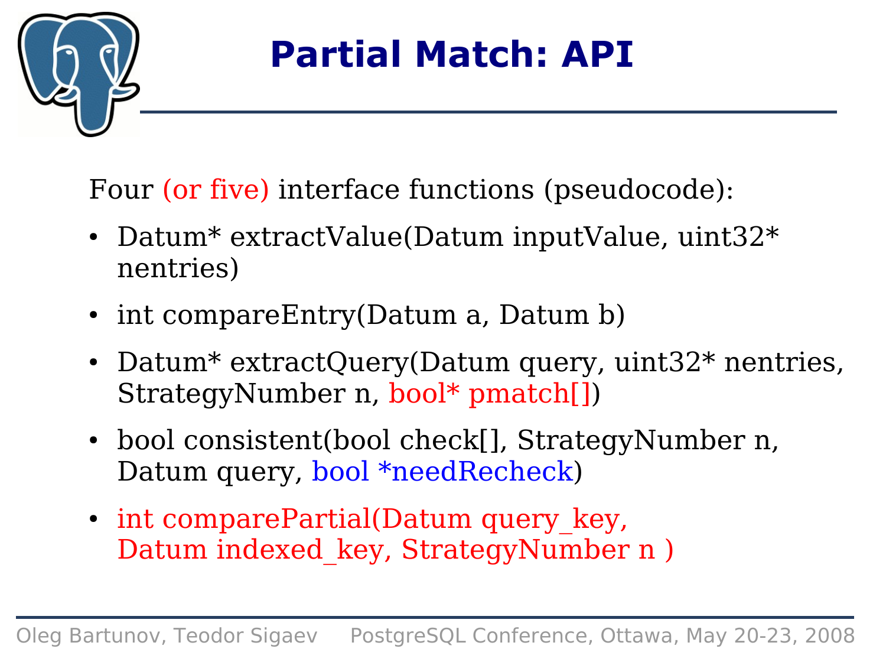# Partial Match: API

Four (or five) interface functions (pseudocode):

- Datum* extractValue(Datum inputValue, uint32* nentries)
- int compareEntry(Datum a, Datum b)
- Datum* extractQuery(Datum query, uint32* nentries, StrategyNumber n, bool* pmatch[])
- bool consistent(bool check[], StrategyNumber n, Datum query, bool *needRecheck)
- int comparePartial(Datum query_key, Datum indexed_key, StrategyNumber n )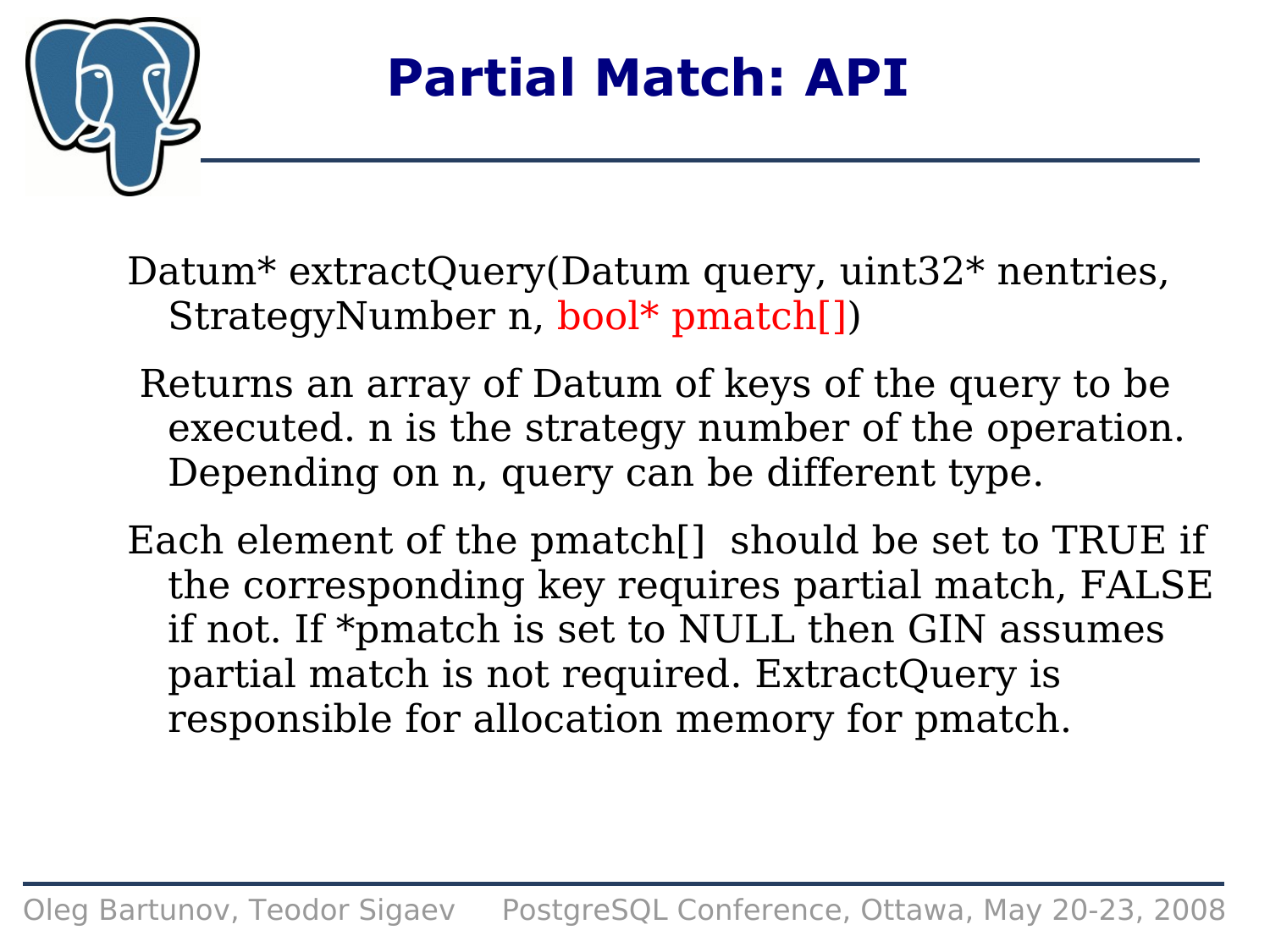# Partial Match: API

Datum* extractQuery(Datum query, uint32* nentries, StrategyNumber n, bool* pmatch[])

Returns an array of Datum of keys of the query to be executed. n is the strategy number of the operation. Depending on n, query can be different type.

Each element of the pmatch[] should be set to TRUE if the corresponding key requires partial match, FALSE if not. If *pmatch is set to NULL then GIN assumes partial match is not required. ExtractQuery is responsible for allocation memory for pmatch.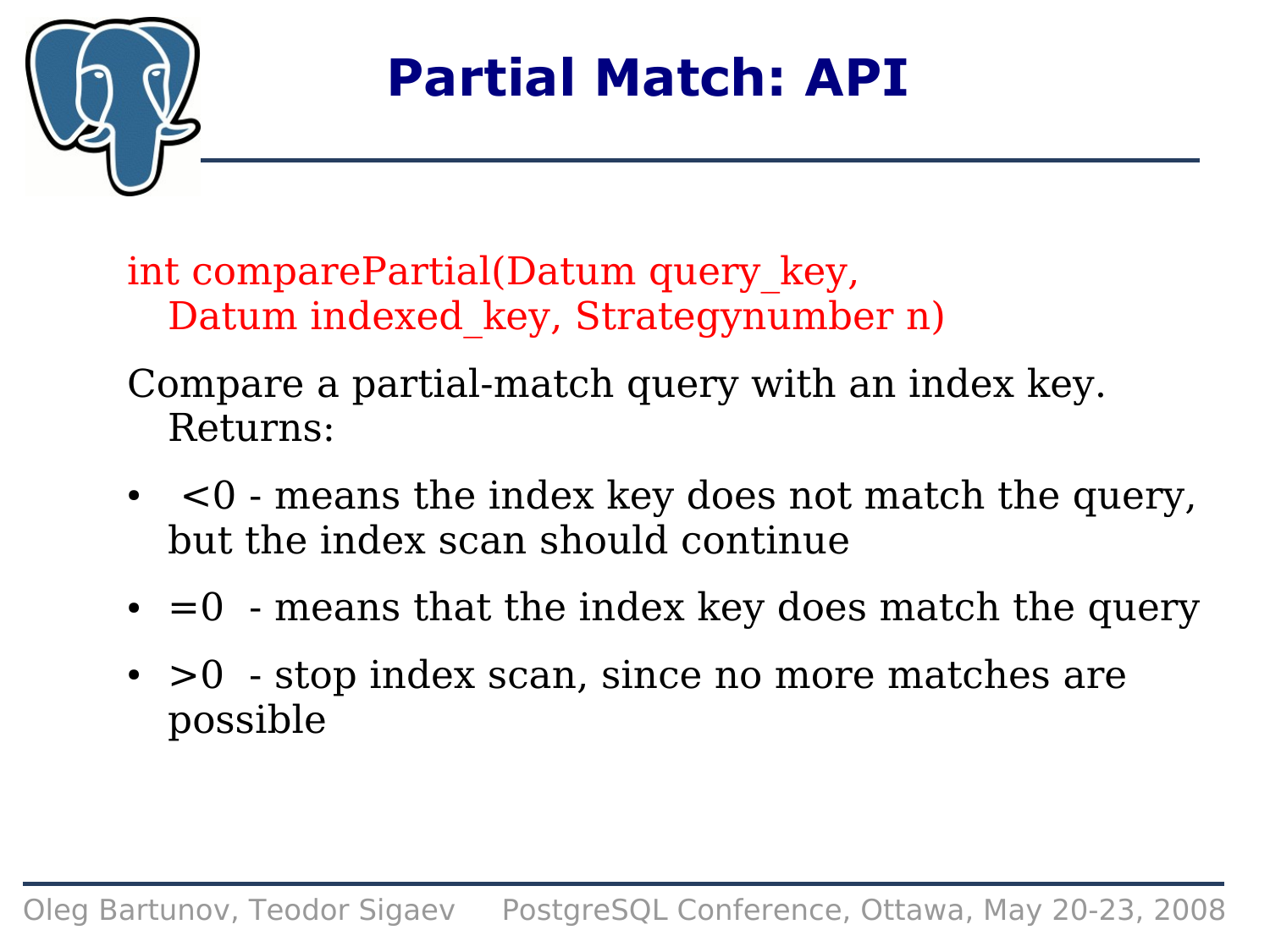# Partial Match: API

```
int comparePartial(Datum query_key,
   Datum indexed_key, Strategynumber n)
```

Compare a partial-match query with an index key. Returns:

- <0 - means the index key does not match the query, but the index scan should continue
- =0 - means that the index key does match the query
- >0 - stop index scan, since no more matches are possible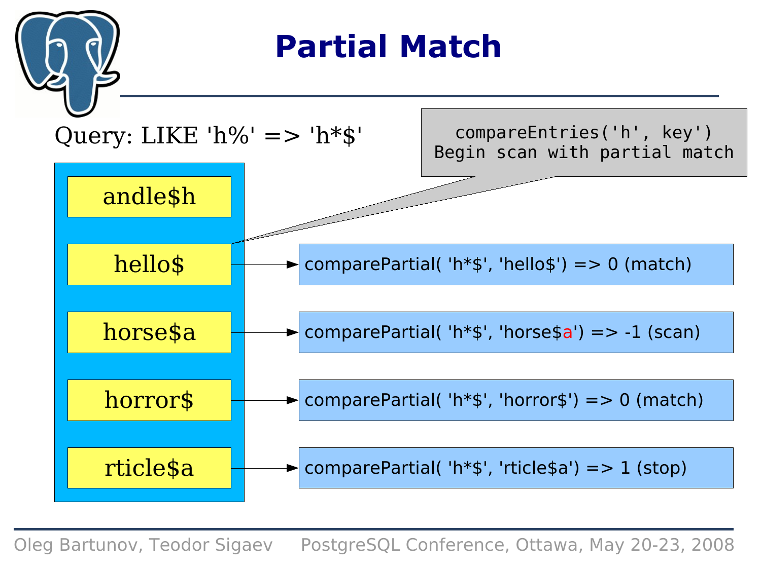# Partial Match

Query: LIKE 'h%' => 'h*$'

```
compareEntries('h', key')
Begin scan with partial match
```

- andle$h
- hello$ → comparePartial( 'h*$', 'hello$') => 0 (match)
- horse$a → comparePartial( 'h*$', 'horse$a') => -1 (scan)
- horror$ → comparePartial( 'h*$', 'horror$') => 0 (match)
- rticle$a → comparePartial( 'h*$', 'rticle$a') => 1 (stop)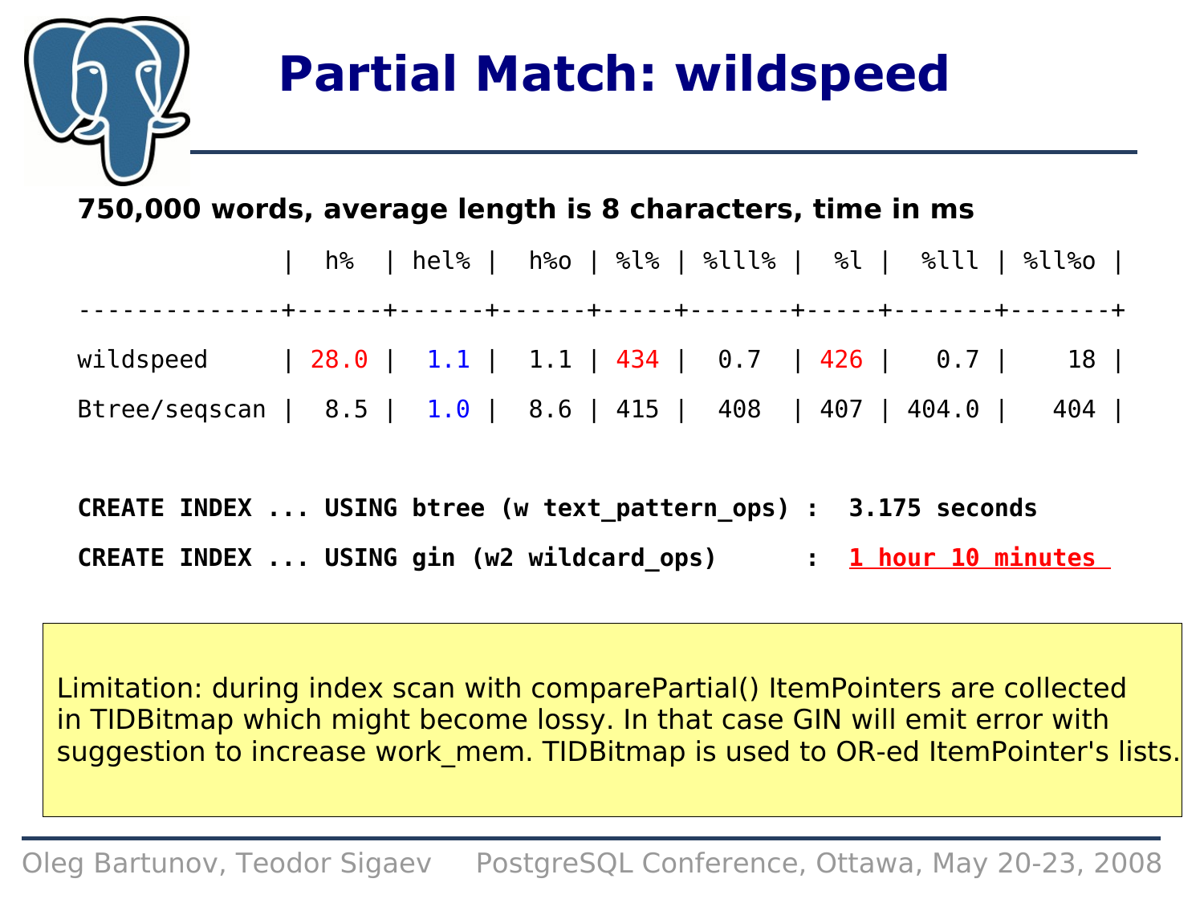# Partial Match: wildspeed

**750,000 words, average length is 8 characters, time in ms**

| | h% | hel% | h%o | %l% | %lll% | %l | %lll | %ll%o |
|---|---|---|---|---|---|---|---|---|
| wildspeed | 28.0 | 1.1 | 1.1 | 434 | 0.7 | 426 | 0.7 | 18 |
| Btree/seqscan | 8.5 | 1.0 | 8.6 | 415 | 408 | 407 | 404.0 | 404 |

**CREATE INDEX ... USING btree (w text_pattern_ops) : 3.175 seconds**

**CREATE INDEX ... USING gin (w2 wildcard_ops) : 1 hour 10 minutes**

Limitation: during index scan with comparePartial() ItemPointers are collected in TIDBitmap which might become lossy. In that case GIN will emit error with suggestion to increase work_mem. TIDBitmap is used to OR-ed ItemPointer's lists.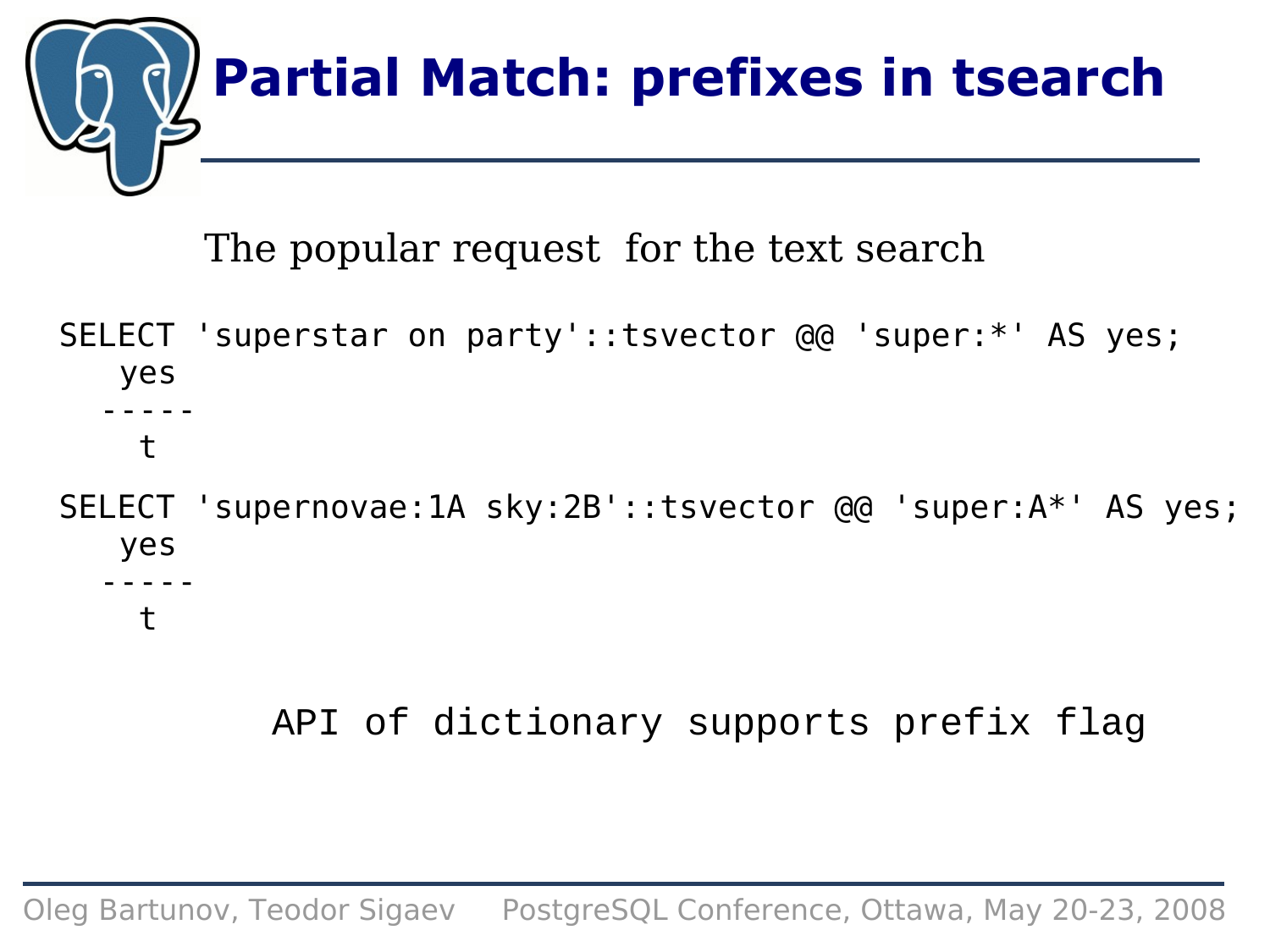# Partial Match: prefixes in tsearch

The popular request for the text search

```
SELECT 'superstar on party'::tsvector @@ 'super:*' AS yes;
   yes
  -----
    t

SELECT 'supernovae:1A sky:2B'::tsvector @@ 'super:A*' AS yes;
   yes
  -----
    t
```

API of dictionary supports prefix flag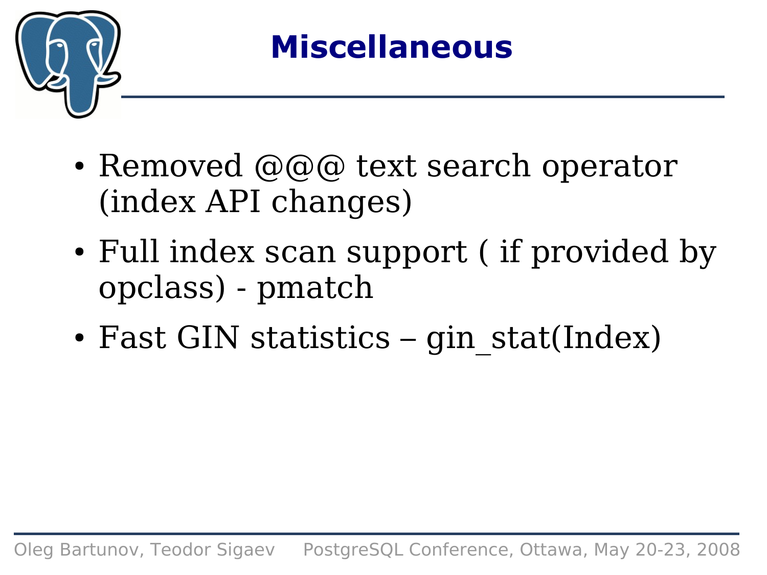# Miscellaneous

- Removed @@@ text search operator (index API changes)
- Full index scan support ( if provided by opclass) - pmatch
- Fast GIN statistics – gin_stat(Index)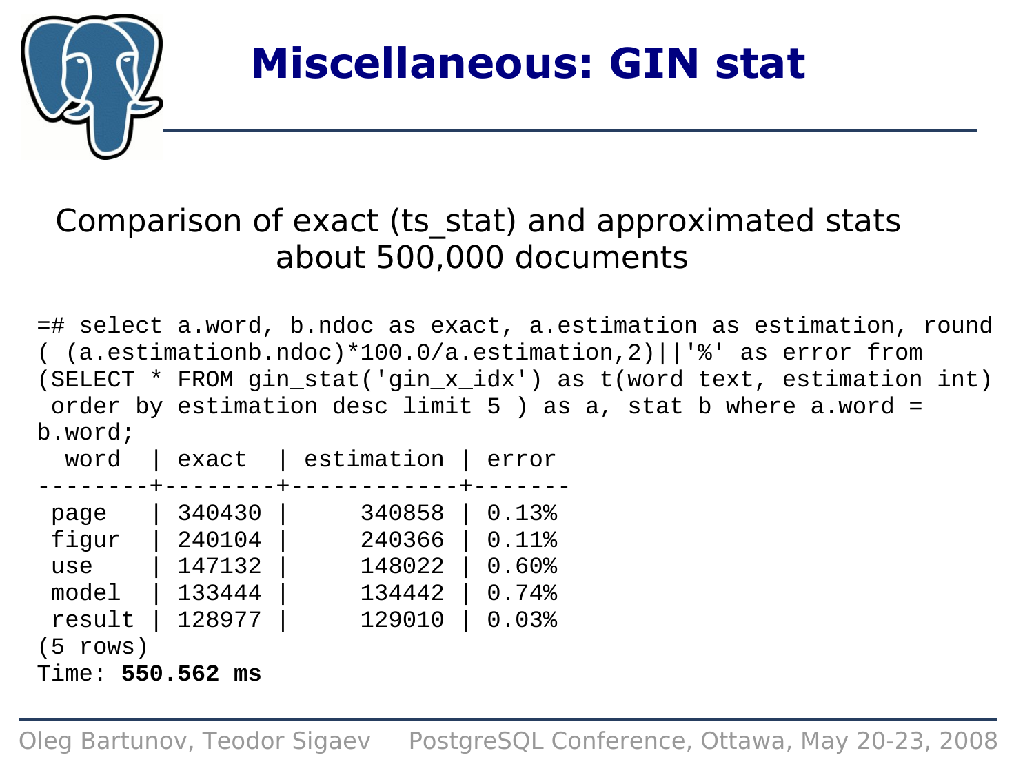# Miscellaneous: GIN stat

Comparison of exact (ts_stat) and approximated stats about 500,000 documents

```
=# select a.word, b.ndoc as exact, a.estimation as estimation, round
( (a.estimationb.ndoc)*100.0/a.estimation,2)||'%' as error from
(SELECT * FROM gin_stat('gin_x_idx') as t(word text, estimation int)
 order by estimation desc limit 5 ) as a, stat b where a.word =
b.word;
  word  | exact  | estimation | error
--------+--------+------------+-------
 page   | 340430 |     340858 | 0.13%
 figur  | 240104 |     240366 | 0.11%
 use    | 147132 |     148022 | 0.60%
 model  | 133444 |     134442 | 0.74%
 result | 128977 |     129010 | 0.03%
(5 rows)
Time: 550.562 ms
```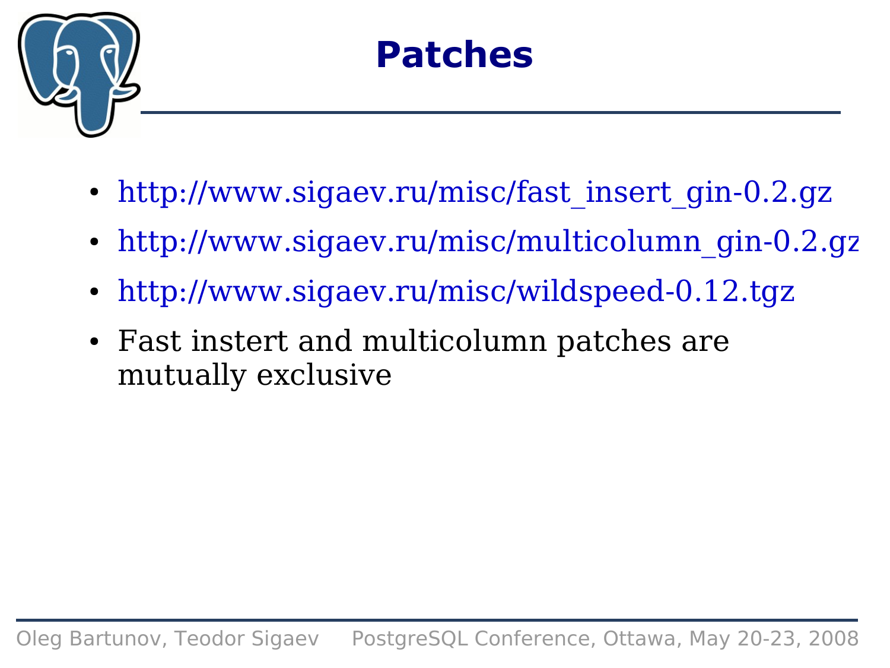# Patches

- http://www.sigaev.ru/misc/fast_insert_gin-0.2.gz
- http://www.sigaev.ru/misc/multicolumn_gin-0.2.gz
- http://www.sigaev.ru/misc/wildspeed-0.12.tgz
- Fast instert and multicolumn patches are mutually exclusive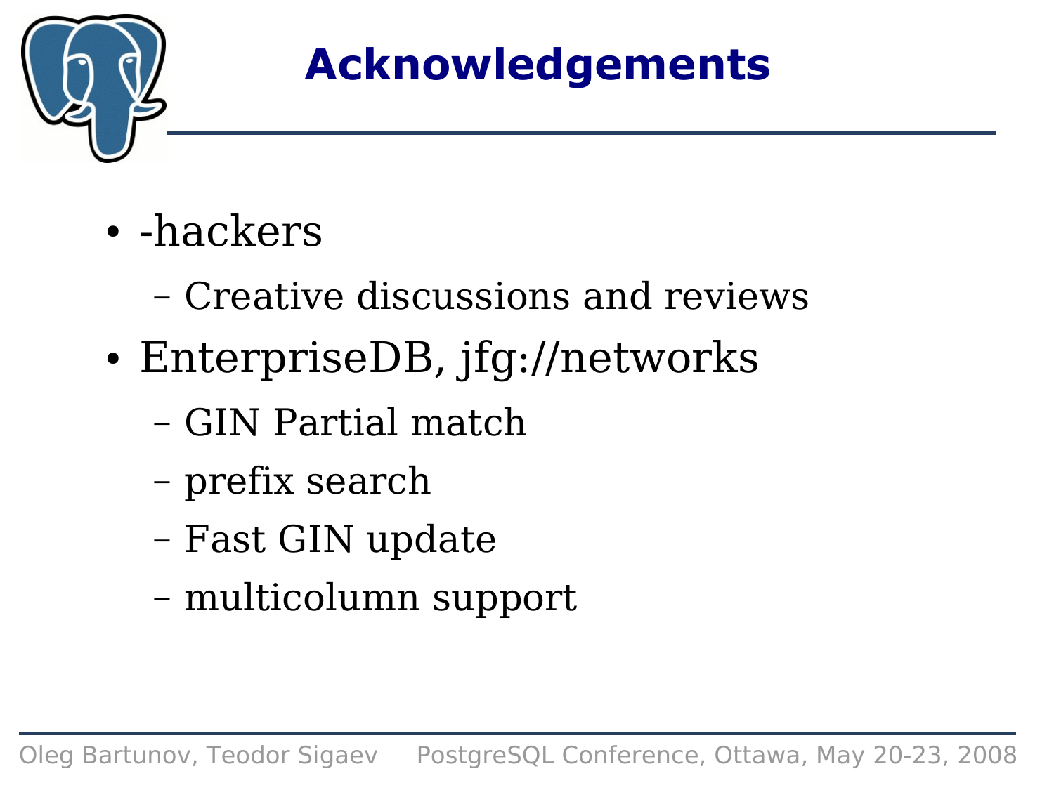# Acknowledgements

- -hackers
  - Creative discussions and reviews
- EnterpriseDB, jfg://networks
  - GIN Partial match
  - prefix search
  - Fast GIN update
  - multicolumn support